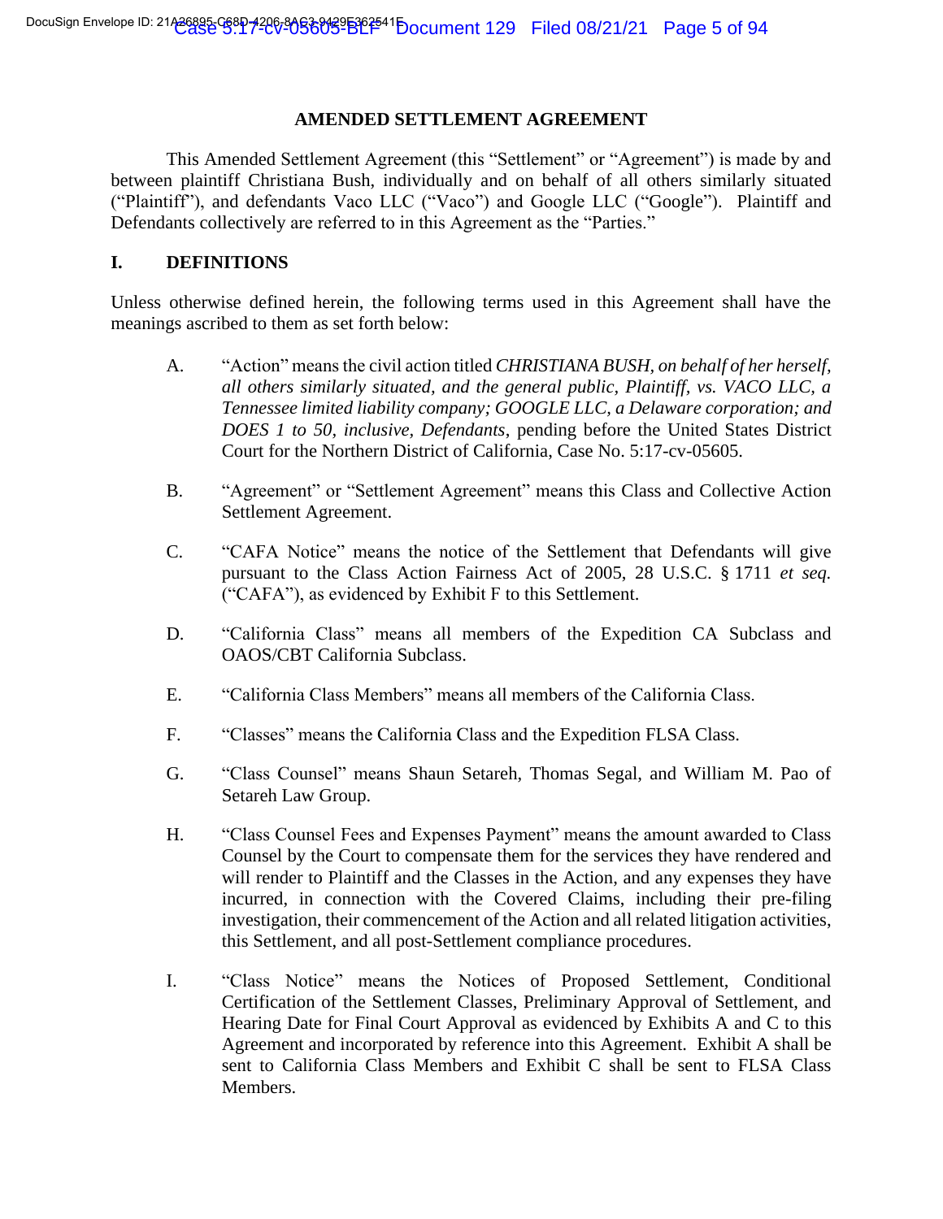## AMENDED SETTLEMENT AGREEMENT

This Amended Settlement Agreement (this "Settlement" or "Agreement") is made by and between plaintiff Christiana Bush, individually and on behalf of all others similarly situated ("Plaintiff"), and defendants Vaco LLC ("Vaco") and Google LLC ("Google"). Plaintiff and Defendants collectively are referred to in this Agreement as the "Parties."

## I. DEFINITIONS

Unless otherwise defined herein, the following terms used in this Agreement shall have the meanings ascribed to them as set forth below:

A. "Action" means the civil action titled *CHRISTIANA BUSH, on behalf of her herself, all others similarly situated, and the general public, Plaintiff, vs. VACO LLC, a Tennessee limited liability company; GOOGLE LLC, a Delaware corporation; and DOES 1 to 50, inclusive, Defendants*, pending before the United States District Court for the Northern District of California, Case No. 5:17-cv-05605.

B. "Agreement" or "Settlement Agreement" means this Class and Collective Action Settlement Agreement.

C. "CAFA Notice" means the notice of the Settlement that Defendants will give pursuant to the Class Action Fairness Act of 2005, 28 U.S.C. § 1711 *et seq.* ("CAFA"), as evidenced by Exhibit F to this Settlement.

D. "California Class" means all members of the Expedition CA Subclass and OAOS/CBT California Subclass.

E. "California Class Members" means all members of the California Class.

F. "Classes" means the California Class and the Expedition FLSA Class.

G. "Class Counsel" means Shaun Setareh, Thomas Segal, and William M. Pao of Setareh Law Group.

H. "Class Counsel Fees and Expenses Payment" means the amount awarded to Class Counsel by the Court to compensate them for the services they have rendered and will render to Plaintiff and the Classes in the Action, and any expenses they have incurred, in connection with the Covered Claims, including their pre-filing investigation, their commencement of the Action and all related litigation activities, this Settlement, and all post-Settlement compliance procedures.

I. "Class Notice" means the Notices of Proposed Settlement, Conditional Certification of the Settlement Classes, Preliminary Approval of Settlement, and Hearing Date for Final Court Approval as evidenced by Exhibits A and C to this Agreement and incorporated by reference into this Agreement. Exhibit A shall be sent to California Class Members and Exhibit C shall be sent to FLSA Class Members.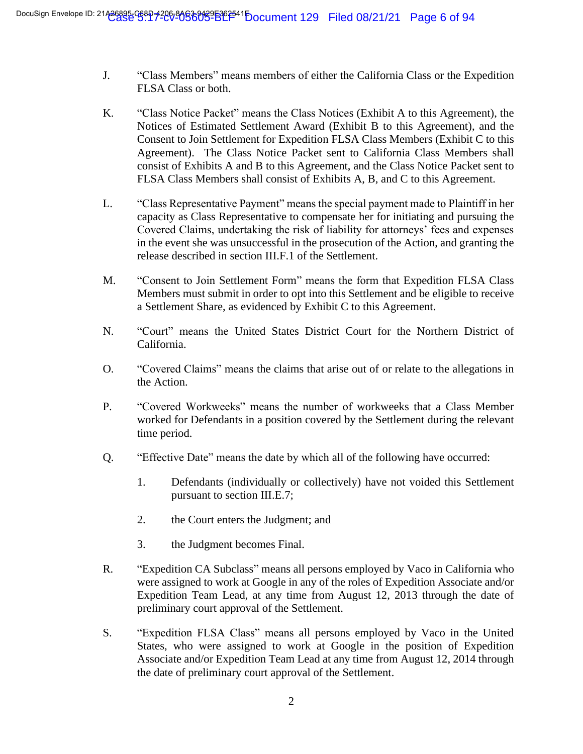J. “Class Members” means members of either the California Class or the Expedition FLSA Class or both.

K. “Class Notice Packet” means the Class Notices (Exhibit A to this Agreement), the Notices of Estimated Settlement Award (Exhibit B to this Agreement), and the Consent to Join Settlement for Expedition FLSA Class Members (Exhibit C to this Agreement). The Class Notice Packet sent to California Class Members shall consist of Exhibits A and B to this Agreement, and the Class Notice Packet sent to FLSA Class Members shall consist of Exhibits A, B, and C to this Agreement.

L. “Class Representative Payment” means the special payment made to Plaintiff in her capacity as Class Representative to compensate her for initiating and pursuing the Covered Claims, undertaking the risk of liability for attorneys’ fees and expenses in the event she was unsuccessful in the prosecution of the Action, and granting the release described in section III.F.1 of the Settlement.

M. “Consent to Join Settlement Form” means the form that Expedition FLSA Class Members must submit in order to opt into this Settlement and be eligible to receive a Settlement Share, as evidenced by Exhibit C to this Agreement.

N. “Court” means the United States District Court for the Northern District of California.

O. “Covered Claims” means the claims that arise out of or relate to the allegations in the Action.

P. “Covered Workweeks” means the number of workweeks that a Class Member worked for Defendants in a position covered by the Settlement during the relevant time period.

Q. “Effective Date” means the date by which all of the following have occurred:

1. Defendants (individually or collectively) have not voided this Settlement pursuant to section III.E.7;

2. the Court enters the Judgment; and

3. the Judgment becomes Final.

R. “Expedition CA Subclass” means all persons employed by Vaco in California who were assigned to work at Google in any of the roles of Expedition Associate and/or Expedition Team Lead, at any time from August 12, 2013 through the date of preliminary court approval of the Settlement.

S. “Expedition FLSA Class” means all persons employed by Vaco in the United States, who were assigned to work at Google in the position of Expedition Associate and/or Expedition Team Lead at any time from August 12, 2014 through the date of preliminary court approval of the Settlement.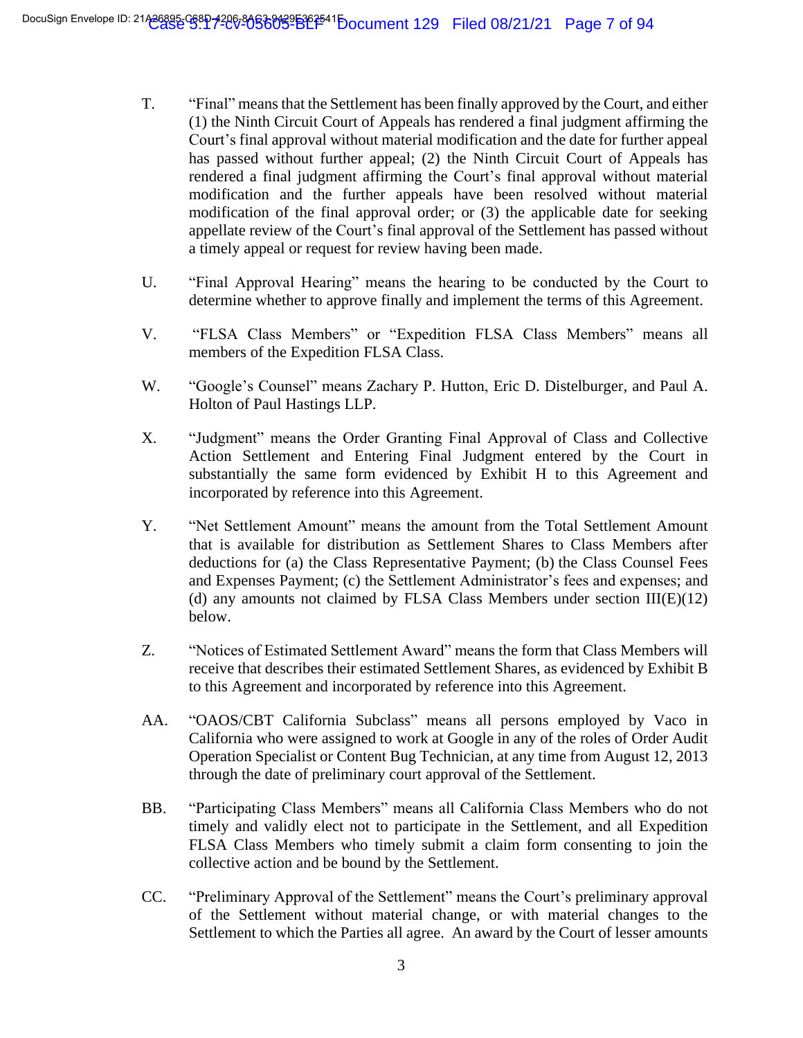T. "Final" means that the Settlement has been finally approved by the Court, and either (1) the Ninth Circuit Court of Appeals has rendered a final judgment affirming the Court's final approval without material modification and the date for further appeal has passed without further appeal; (2) the Ninth Circuit Court of Appeals has rendered a final judgment affirming the Court's final approval without material modification and the further appeals have been resolved without material modification of the final approval order; or (3) the applicable date for seeking appellate review of the Court's final approval of the Settlement has passed without a timely appeal or request for review having been made.

U. "Final Approval Hearing" means the hearing to be conducted by the Court to determine whether to approve finally and implement the terms of this Agreement.

V. "FLSA Class Members" or "Expedition FLSA Class Members" means all members of the Expedition FLSA Class.

W. "Google's Counsel" means Zachary P. Hutton, Eric D. Distelburger, and Paul A. Holton of Paul Hastings LLP.

X. "Judgment" means the Order Granting Final Approval of Class and Collective Action Settlement and Entering Final Judgment entered by the Court in substantially the same form evidenced by Exhibit H to this Agreement and incorporated by reference into this Agreement.

Y. "Net Settlement Amount" means the amount from the Total Settlement Amount that is available for distribution as Settlement Shares to Class Members after deductions for (a) the Class Representative Payment; (b) the Class Counsel Fees and Expenses Payment; (c) the Settlement Administrator's fees and expenses; and (d) any amounts not claimed by FLSA Class Members under section III(E)(12) below.

Z. "Notices of Estimated Settlement Award" means the form that Class Members will receive that describes their estimated Settlement Shares, as evidenced by Exhibit B to this Agreement and incorporated by reference into this Agreement.

AA. "OAOS/CBT California Subclass" means all persons employed by Vaco in California who were assigned to work at Google in any of the roles of Order Audit Operation Specialist or Content Bug Technician, at any time from August 12, 2013 through the date of preliminary court approval of the Settlement.

BB. "Participating Class Members" means all California Class Members who do not timely and validly elect not to participate in the Settlement, and all Expedition FLSA Class Members who timely submit a claim form consenting to join the collective action and be bound by the Settlement.

CC. "Preliminary Approval of the Settlement" means the Court's preliminary approval of the Settlement without material change, or with material changes to the Settlement to which the Parties all agree. An award by the Court of lesser amounts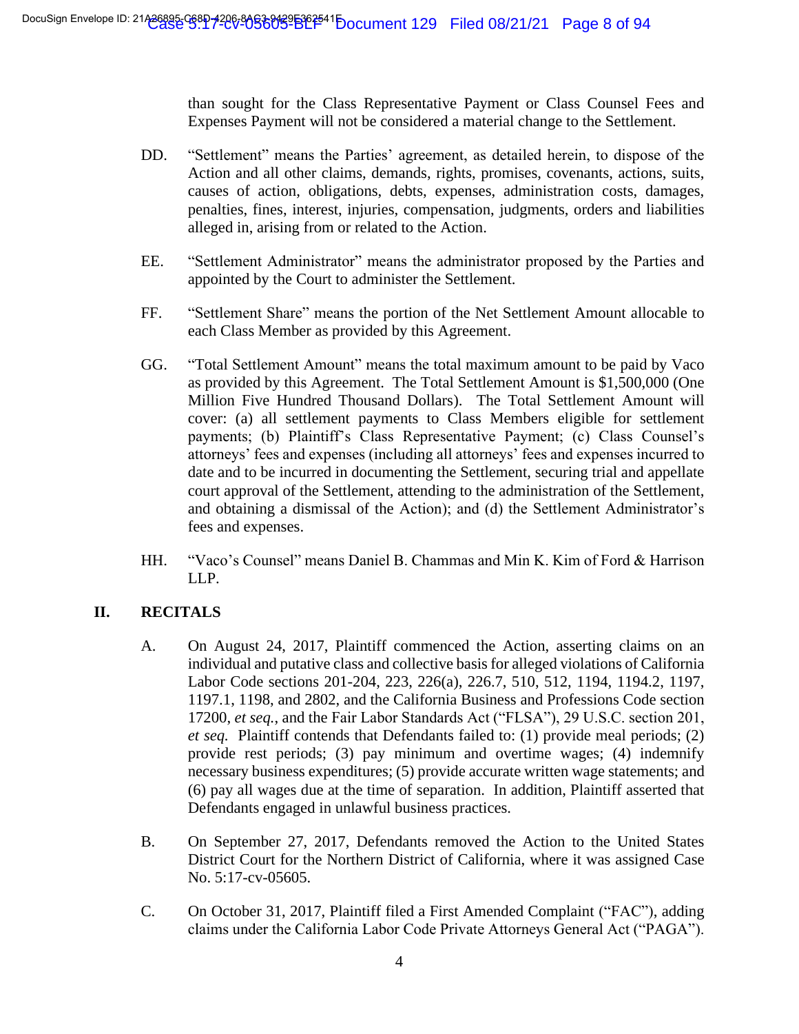than sought for the Class Representative Payment or Class Counsel Fees and Expenses Payment will not be considered a material change to the Settlement.

DD. "Settlement" means the Parties' agreement, as detailed herein, to dispose of the Action and all other claims, demands, rights, promises, covenants, actions, suits, causes of action, obligations, debts, expenses, administration costs, damages, penalties, fines, interest, injuries, compensation, judgments, orders and liabilities alleged in, arising from or related to the Action.

EE. "Settlement Administrator" means the administrator proposed by the Parties and appointed by the Court to administer the Settlement.

FF. "Settlement Share" means the portion of the Net Settlement Amount allocable to each Class Member as provided by this Agreement.

GG. "Total Settlement Amount" means the total maximum amount to be paid by Vaco as provided by this Agreement. The Total Settlement Amount is $1,500,000 (One Million Five Hundred Thousand Dollars). The Total Settlement Amount will cover: (a) all settlement payments to Class Members eligible for settlement payments; (b) Plaintiff's Class Representative Payment; (c) Class Counsel's attorneys' fees and expenses (including all attorneys' fees and expenses incurred to date and to be incurred in documenting the Settlement, securing trial and appellate court approval of the Settlement, attending to the administration of the Settlement, and obtaining a dismissal of the Action); and (d) the Settlement Administrator's fees and expenses.

HH. "Vaco's Counsel" means Daniel B. Chammas and Min K. Kim of Ford & Harrison LLP.

## II. RECITALS

A. On August 24, 2017, Plaintiff commenced the Action, asserting claims on an individual and putative class and collective basis for alleged violations of California Labor Code sections 201-204, 223, 226(a), 226.7, 510, 512, 1194, 1194.2, 1197, 1197.1, 1198, and 2802, and the California Business and Professions Code section 17200, *et seq.*, and the Fair Labor Standards Act ("FLSA"), 29 U.S.C. section 201, *et seq.* Plaintiff contends that Defendants failed to: (1) provide meal periods; (2) provide rest periods; (3) pay minimum and overtime wages; (4) indemnify necessary business expenditures; (5) provide accurate written wage statements; and (6) pay all wages due at the time of separation. In addition, Plaintiff asserted that Defendants engaged in unlawful business practices.

B. On September 27, 2017, Defendants removed the Action to the United States District Court for the Northern District of California, where it was assigned Case No. 5:17-cv-05605.

C. On October 31, 2017, Plaintiff filed a First Amended Complaint ("FAC"), adding claims under the California Labor Code Private Attorneys General Act ("PAGA").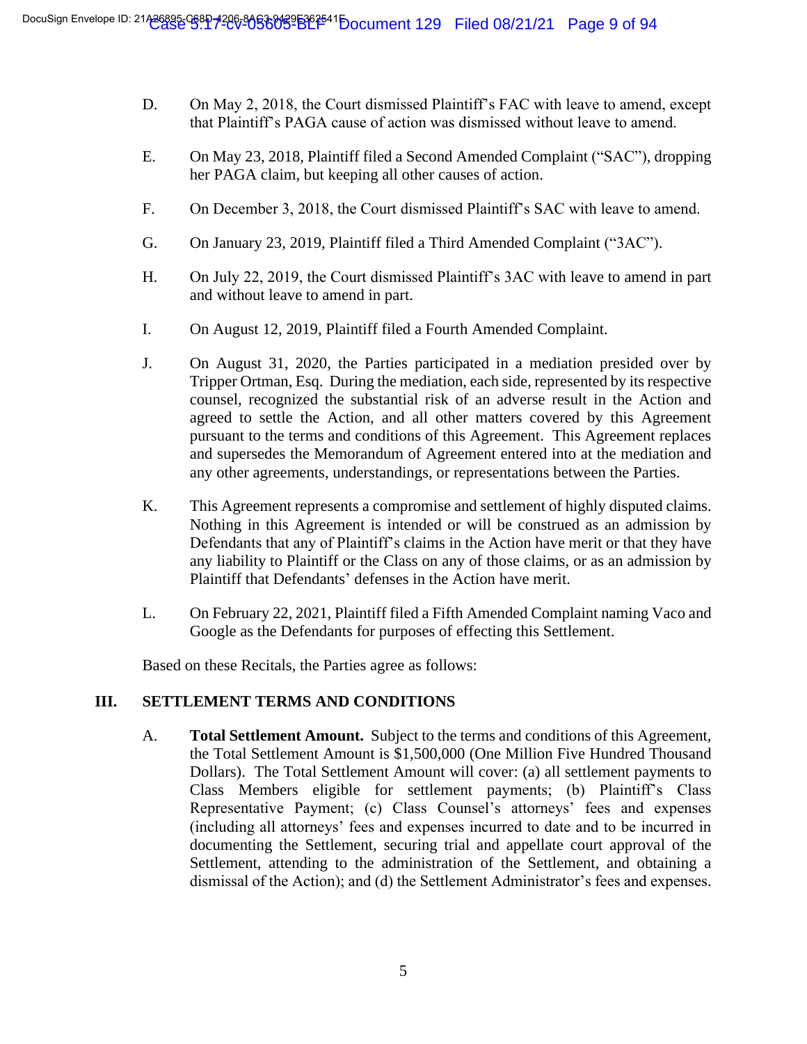D. On May 2, 2018, the Court dismissed Plaintiff's FAC with leave to amend, except that Plaintiff's PAGA cause of action was dismissed without leave to amend.

E. On May 23, 2018, Plaintiff filed a Second Amended Complaint ("SAC"), dropping her PAGA claim, but keeping all other causes of action.

F. On December 3, 2018, the Court dismissed Plaintiff's SAC with leave to amend.

G. On January 23, 2019, Plaintiff filed a Third Amended Complaint ("3AC").

H. On July 22, 2019, the Court dismissed Plaintiff's 3AC with leave to amend in part and without leave to amend in part.

I. On August 12, 2019, Plaintiff filed a Fourth Amended Complaint.

J. On August 31, 2020, the Parties participated in a mediation presided over by Tripper Ortman, Esq. During the mediation, each side, represented by its respective counsel, recognized the substantial risk of an adverse result in the Action and agreed to settle the Action, and all other matters covered by this Agreement pursuant to the terms and conditions of this Agreement. This Agreement replaces and supersedes the Memorandum of Agreement entered into at the mediation and any other agreements, understandings, or representations between the Parties.

K. This Agreement represents a compromise and settlement of highly disputed claims. Nothing in this Agreement is intended or will be construed as an admission by Defendants that any of Plaintiff's claims in the Action have merit or that they have any liability to Plaintiff or the Class on any of those claims, or as an admission by Plaintiff that Defendants' defenses in the Action have merit.

L. On February 22, 2021, Plaintiff filed a Fifth Amended Complaint naming Vaco and Google as the Defendants for purposes of effecting this Settlement.

Based on these Recitals, the Parties agree as follows:

## III. SETTLEMENT TERMS AND CONDITIONS

A. **Total Settlement Amount.** Subject to the terms and conditions of this Agreement, the Total Settlement Amount is $1,500,000 (One Million Five Hundred Thousand Dollars). The Total Settlement Amount will cover: (a) all settlement payments to Class Members eligible for settlement payments; (b) Plaintiff's Class Representative Payment; (c) Class Counsel's attorneys' fees and expenses (including all attorneys' fees and expenses incurred to date and to be incurred in documenting the Settlement, securing trial and appellate court approval of the Settlement, attending to the administration of the Settlement, and obtaining a dismissal of the Action); and (d) the Settlement Administrator's fees and expenses.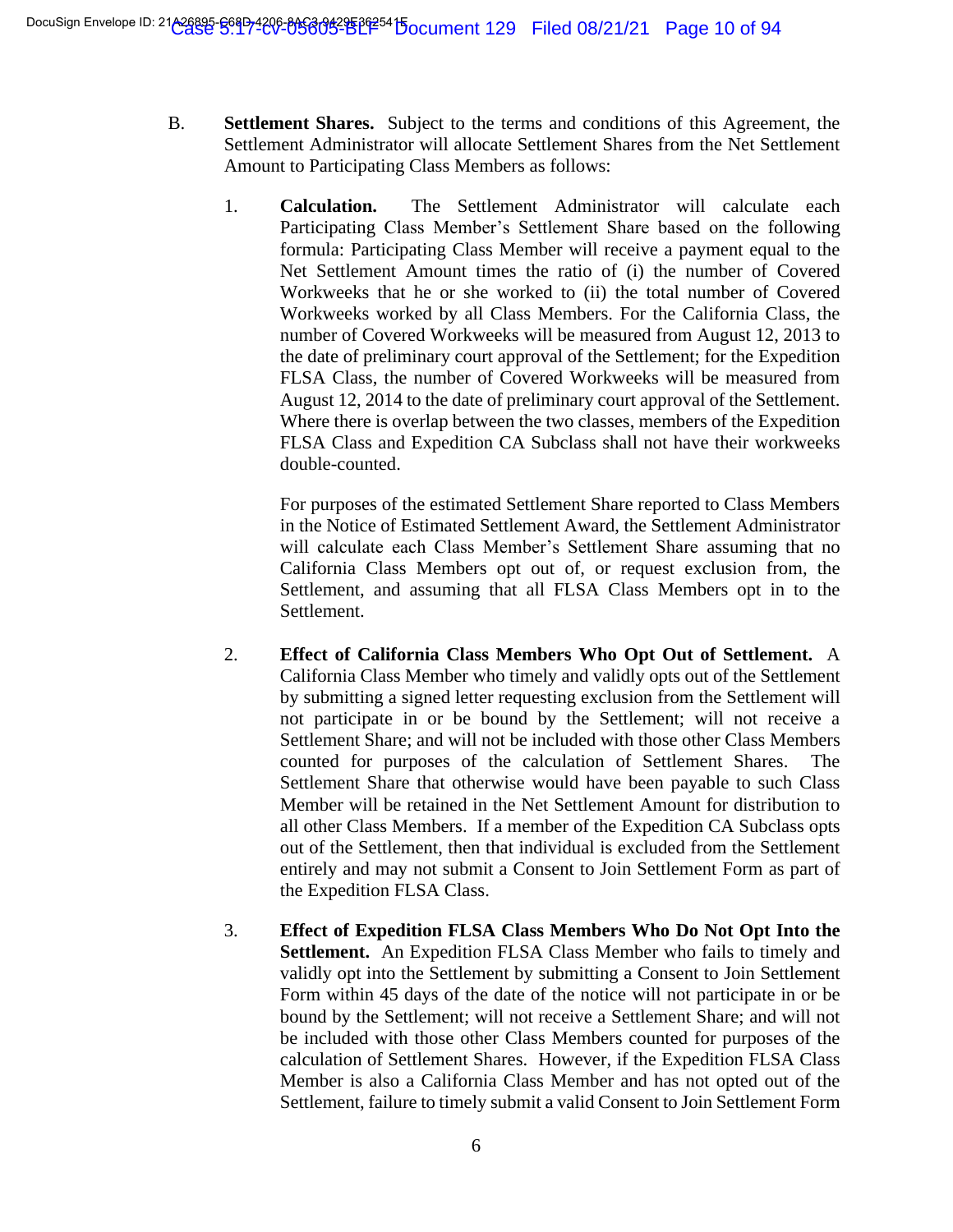B. **Settlement Shares.** Subject to the terms and conditions of this Agreement, the Settlement Administrator will allocate Settlement Shares from the Net Settlement Amount to Participating Class Members as follows:

1. **Calculation.** The Settlement Administrator will calculate each Participating Class Member's Settlement Share based on the following formula: Participating Class Member will receive a payment equal to the Net Settlement Amount times the ratio of (i) the number of Covered Workweeks that he or she worked to (ii) the total number of Covered Workweeks worked by all Class Members. For the California Class, the number of Covered Workweeks will be measured from August 12, 2013 to the date of preliminary court approval of the Settlement; for the Expedition FLSA Class, the number of Covered Workweeks will be measured from August 12, 2014 to the date of preliminary court approval of the Settlement. Where there is overlap between the two classes, members of the Expedition FLSA Class and Expedition CA Subclass shall not have their workweeks double-counted.

   For purposes of the estimated Settlement Share reported to Class Members in the Notice of Estimated Settlement Award, the Settlement Administrator will calculate each Class Member's Settlement Share assuming that no California Class Members opt out of, or request exclusion from, the Settlement, and assuming that all FLSA Class Members opt in to the Settlement.

2. **Effect of California Class Members Who Opt Out of Settlement.** A California Class Member who timely and validly opts out of the Settlement by submitting a signed letter requesting exclusion from the Settlement will not participate in or be bound by the Settlement; will not receive a Settlement Share; and will not be included with those other Class Members counted for purposes of the calculation of Settlement Shares. The Settlement Share that otherwise would have been payable to such Class Member will be retained in the Net Settlement Amount for distribution to all other Class Members. If a member of the Expedition CA Subclass opts out of the Settlement, then that individual is excluded from the Settlement entirely and may not submit a Consent to Join Settlement Form as part of the Expedition FLSA Class.

3. **Effect of Expedition FLSA Class Members Who Do Not Opt Into the Settlement.** An Expedition FLSA Class Member who fails to timely and validly opt into the Settlement by submitting a Consent to Join Settlement Form within 45 days of the date of the notice will not participate in or be bound by the Settlement; will not receive a Settlement Share; and will not be included with those other Class Members counted for purposes of the calculation of Settlement Shares. However, if the Expedition FLSA Class Member is also a California Class Member and has not opted out of the Settlement, failure to timely submit a valid Consent to Join Settlement Form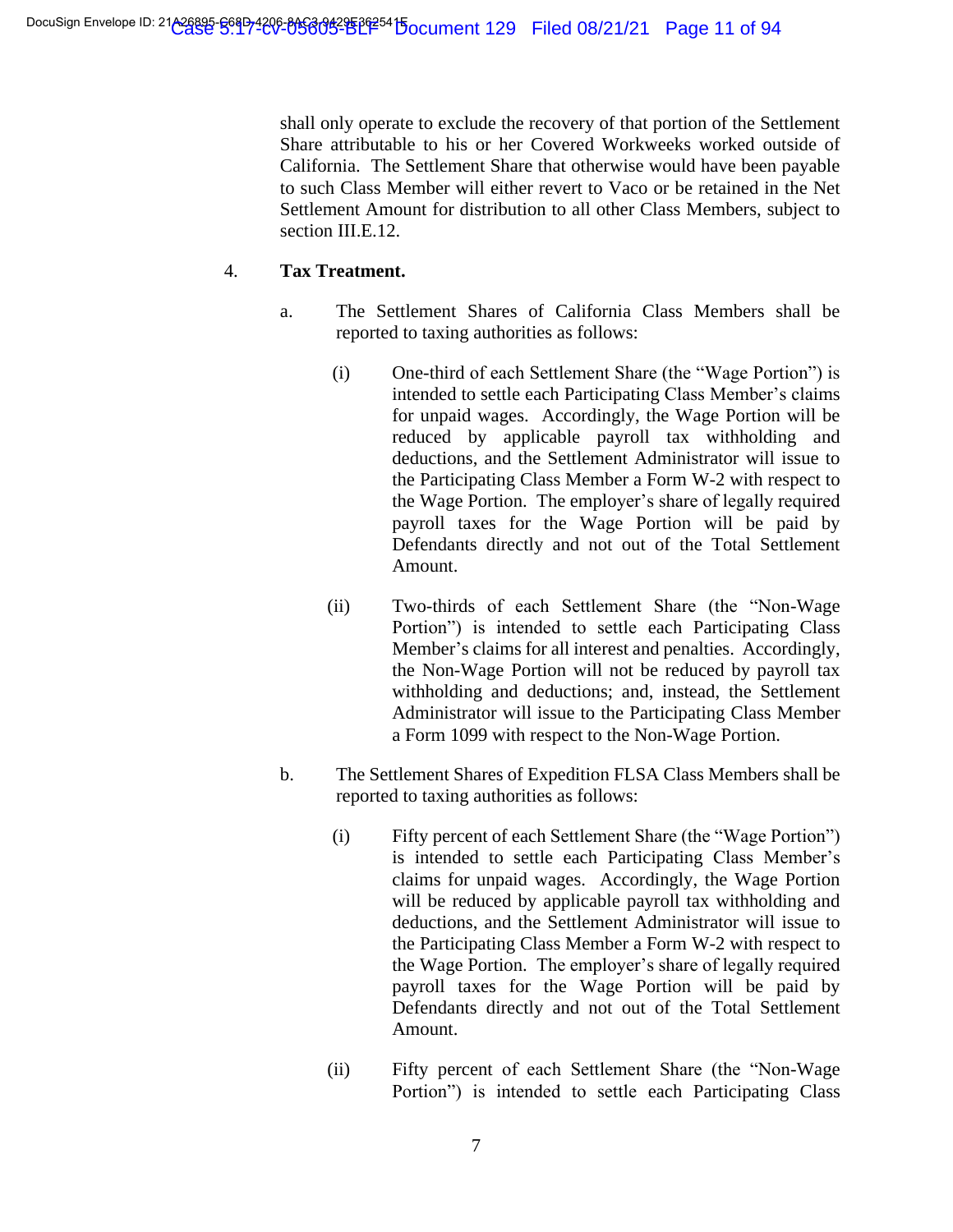shall only operate to exclude the recovery of that portion of the Settlement Share attributable to his or her Covered Workweeks worked outside of California. The Settlement Share that otherwise would have been payable to such Class Member will either revert to Vaco or be retained in the Net Settlement Amount for distribution to all other Class Members, subject to section III.E.12.

4. **Tax Treatment.**

   a. The Settlement Shares of California Class Members shall be reported to taxing authorities as follows:

      (i) One-third of each Settlement Share (the "Wage Portion") is intended to settle each Participating Class Member's claims for unpaid wages. Accordingly, the Wage Portion will be reduced by applicable payroll tax withholding and deductions, and the Settlement Administrator will issue to the Participating Class Member a Form W-2 with respect to the Wage Portion. The employer's share of legally required payroll taxes for the Wage Portion will be paid by Defendants directly and not out of the Total Settlement Amount.

      (ii) Two-thirds of each Settlement Share (the "Non-Wage Portion") is intended to settle each Participating Class Member's claims for all interest and penalties. Accordingly, the Non-Wage Portion will not be reduced by payroll tax withholding and deductions; and, instead, the Settlement Administrator will issue to the Participating Class Member a Form 1099 with respect to the Non-Wage Portion.

   b. The Settlement Shares of Expedition FLSA Class Members shall be reported to taxing authorities as follows:

      (i) Fifty percent of each Settlement Share (the "Wage Portion") is intended to settle each Participating Class Member's claims for unpaid wages. Accordingly, the Wage Portion will be reduced by applicable payroll tax withholding and deductions, and the Settlement Administrator will issue to the Participating Class Member a Form W-2 with respect to the Wage Portion. The employer's share of legally required payroll taxes for the Wage Portion will be paid by Defendants directly and not out of the Total Settlement Amount.

      (ii) Fifty percent of each Settlement Share (the "Non-Wage Portion") is intended to settle each Participating Class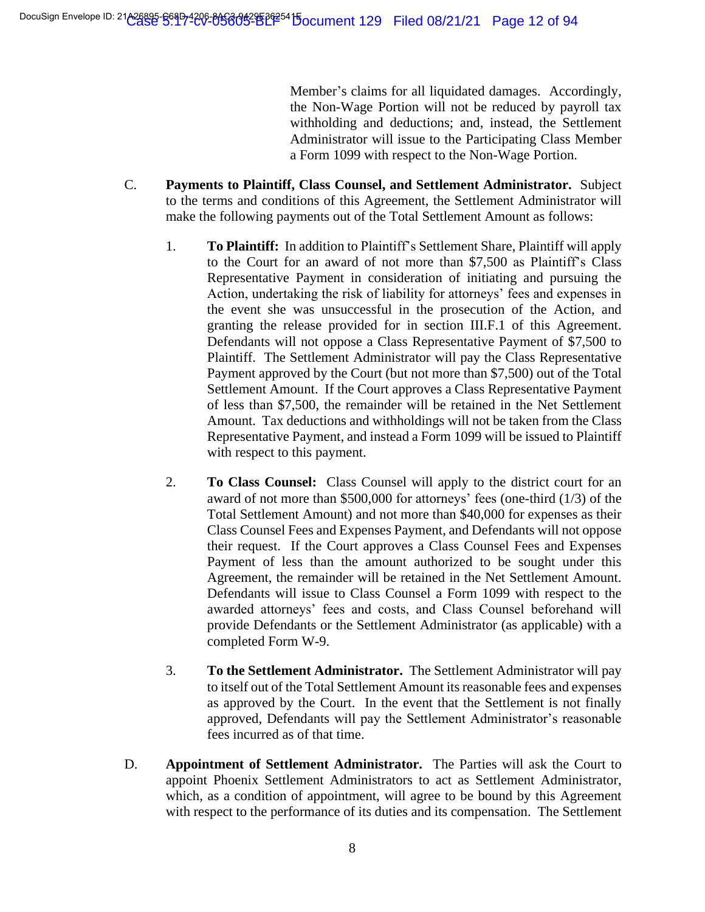Member's claims for all liquidated damages. Accordingly, the Non-Wage Portion will not be reduced by payroll tax withholding and deductions; and, instead, the Settlement Administrator will issue to the Participating Class Member a Form 1099 with respect to the Non-Wage Portion.

C. **Payments to Plaintiff, Class Counsel, and Settlement Administrator.** Subject to the terms and conditions of this Agreement, the Settlement Administrator will make the following payments out of the Total Settlement Amount as follows:

1. **To Plaintiff:** In addition to Plaintiff's Settlement Share, Plaintiff will apply to the Court for an award of not more than $7,500 as Plaintiff's Class Representative Payment in consideration of initiating and pursuing the Action, undertaking the risk of liability for attorneys' fees and expenses in the event she was unsuccessful in the prosecution of the Action, and granting the release provided for in section III.F.1 of this Agreement. Defendants will not oppose a Class Representative Payment of $7,500 to Plaintiff. The Settlement Administrator will pay the Class Representative Payment approved by the Court (but not more than $7,500) out of the Total Settlement Amount. If the Court approves a Class Representative Payment of less than $7,500, the remainder will be retained in the Net Settlement Amount. Tax deductions and withholdings will not be taken from the Class Representative Payment, and instead a Form 1099 will be issued to Plaintiff with respect to this payment.

2. **To Class Counsel:** Class Counsel will apply to the district court for an award of not more than $500,000 for attorneys' fees (one-third (1/3) of the Total Settlement Amount) and not more than $40,000 for expenses as their Class Counsel Fees and Expenses Payment, and Defendants will not oppose their request. If the Court approves a Class Counsel Fees and Expenses Payment of less than the amount authorized to be sought under this Agreement, the remainder will be retained in the Net Settlement Amount. Defendants will issue to Class Counsel a Form 1099 with respect to the awarded attorneys' fees and costs, and Class Counsel beforehand will provide Defendants or the Settlement Administrator (as applicable) with a completed Form W-9.

3. **To the Settlement Administrator.** The Settlement Administrator will pay to itself out of the Total Settlement Amount its reasonable fees and expenses as approved by the Court. In the event that the Settlement is not finally approved, Defendants will pay the Settlement Administrator's reasonable fees incurred as of that time.

D. **Appointment of Settlement Administrator.** The Parties will ask the Court to appoint Phoenix Settlement Administrators to act as Settlement Administrator, which, as a condition of appointment, will agree to be bound by this Agreement with respect to the performance of its duties and its compensation. The Settlement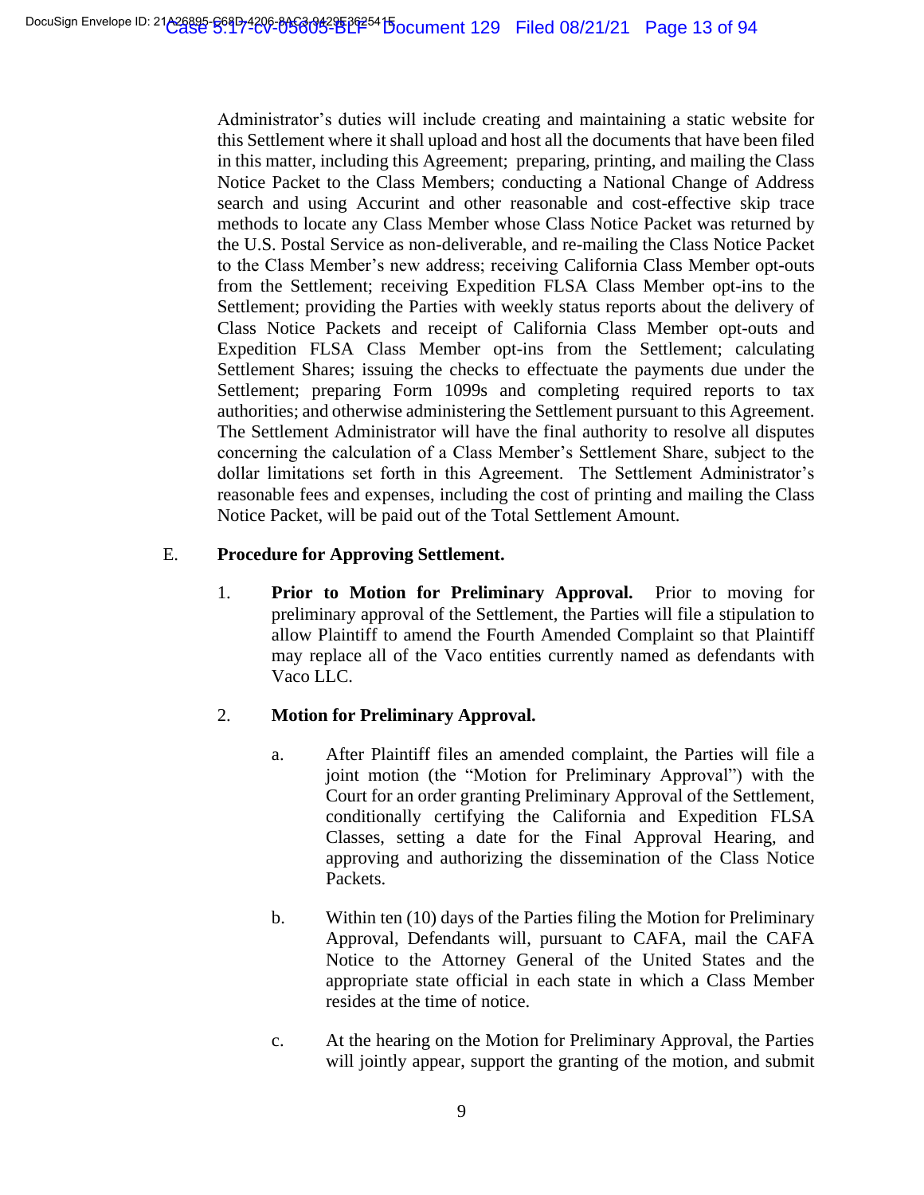Administrator's duties will include creating and maintaining a static website for this Settlement where it shall upload and host all the documents that have been filed in this matter, including this Agreement; preparing, printing, and mailing the Class Notice Packet to the Class Members; conducting a National Change of Address search and using Accurint and other reasonable and cost-effective skip trace methods to locate any Class Member whose Class Notice Packet was returned by the U.S. Postal Service as non-deliverable, and re-mailing the Class Notice Packet to the Class Member's new address; receiving California Class Member opt-outs from the Settlement; receiving Expedition FLSA Class Member opt-ins to the Settlement; providing the Parties with weekly status reports about the delivery of Class Notice Packets and receipt of California Class Member opt-outs and Expedition FLSA Class Member opt-ins from the Settlement; calculating Settlement Shares; issuing the checks to effectuate the payments due under the Settlement; preparing Form 1099s and completing required reports to tax authorities; and otherwise administering the Settlement pursuant to this Agreement. The Settlement Administrator will have the final authority to resolve all disputes concerning the calculation of a Class Member's Settlement Share, subject to the dollar limitations set forth in this Agreement. The Settlement Administrator's reasonable fees and expenses, including the cost of printing and mailing the Class Notice Packet, will be paid out of the Total Settlement Amount.

E. **Procedure for Approving Settlement.**

1. **Prior to Motion for Preliminary Approval.** Prior to moving for preliminary approval of the Settlement, the Parties will file a stipulation to allow Plaintiff to amend the Fourth Amended Complaint so that Plaintiff may replace all of the Vaco entities currently named as defendants with Vaco LLC.

2. **Motion for Preliminary Approval.**

   a. After Plaintiff files an amended complaint, the Parties will file a joint motion (the "Motion for Preliminary Approval") with the Court for an order granting Preliminary Approval of the Settlement, conditionally certifying the California and Expedition FLSA Classes, setting a date for the Final Approval Hearing, and approving and authorizing the dissemination of the Class Notice Packets.

   b. Within ten (10) days of the Parties filing the Motion for Preliminary Approval, Defendants will, pursuant to CAFA, mail the CAFA Notice to the Attorney General of the United States and the appropriate state official in each state in which a Class Member resides at the time of notice.

   c. At the hearing on the Motion for Preliminary Approval, the Parties will jointly appear, support the granting of the motion, and submit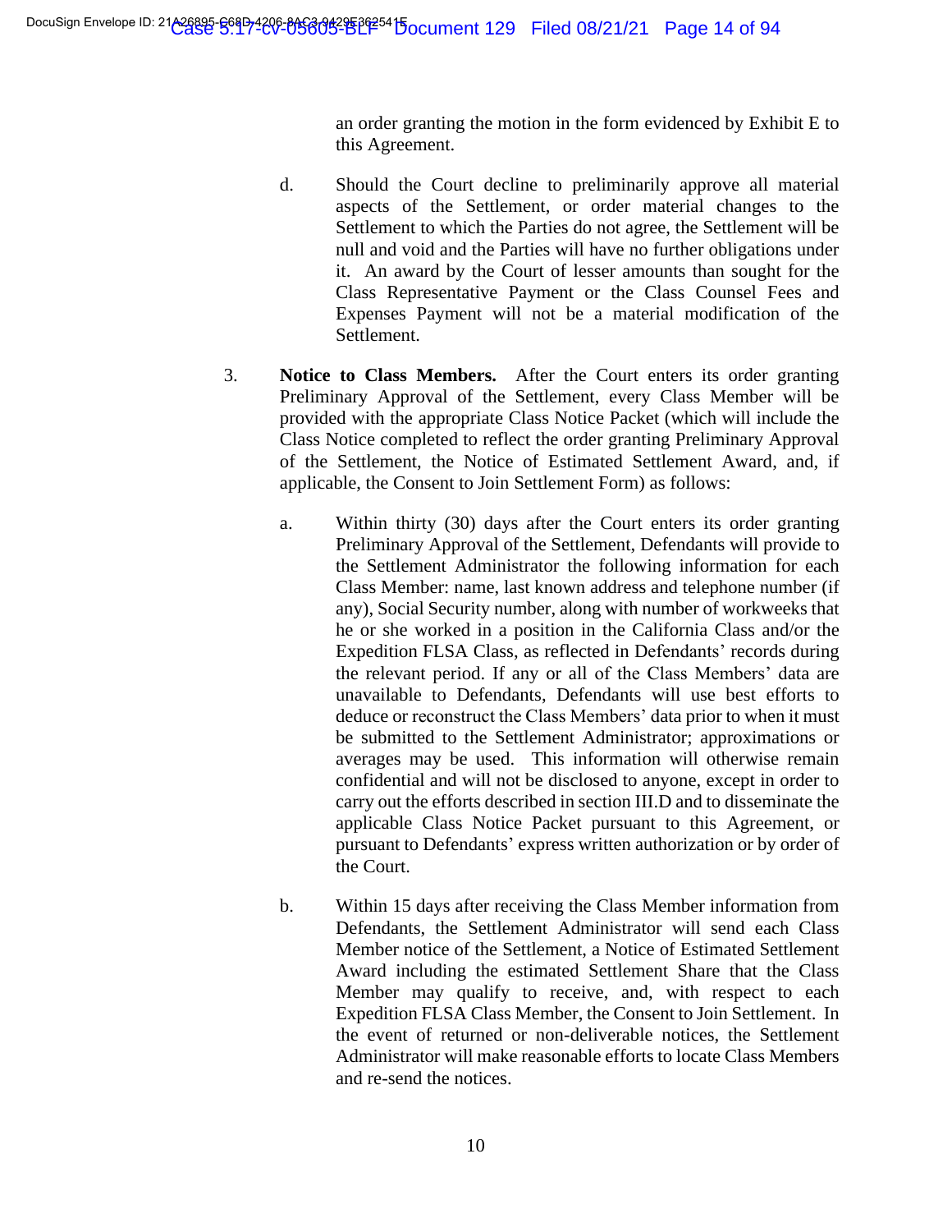an order granting the motion in the form evidenced by Exhibit E to this Agreement.

d. Should the Court decline to preliminarily approve all material aspects of the Settlement, or order material changes to the Settlement to which the Parties do not agree, the Settlement will be null and void and the Parties will have no further obligations under it. An award by the Court of lesser amounts than sought for the Class Representative Payment or the Class Counsel Fees and Expenses Payment will not be a material modification of the Settlement.

3. **Notice to Class Members.** After the Court enters its order granting Preliminary Approval of the Settlement, every Class Member will be provided with the appropriate Class Notice Packet (which will include the Class Notice completed to reflect the order granting Preliminary Approval of the Settlement, the Notice of Estimated Settlement Award, and, if applicable, the Consent to Join Settlement Form) as follows:

a. Within thirty (30) days after the Court enters its order granting Preliminary Approval of the Settlement, Defendants will provide to the Settlement Administrator the following information for each Class Member: name, last known address and telephone number (if any), Social Security number, along with number of workweeks that he or she worked in a position in the California Class and/or the Expedition FLSA Class, as reflected in Defendants' records during the relevant period. If any or all of the Class Members' data are unavailable to Defendants, Defendants will use best efforts to deduce or reconstruct the Class Members' data prior to when it must be submitted to the Settlement Administrator; approximations or averages may be used. This information will otherwise remain confidential and will not be disclosed to anyone, except in order to carry out the efforts described in section III.D and to disseminate the applicable Class Notice Packet pursuant to this Agreement, or pursuant to Defendants' express written authorization or by order of the Court.

b. Within 15 days after receiving the Class Member information from Defendants, the Settlement Administrator will send each Class Member notice of the Settlement, a Notice of Estimated Settlement Award including the estimated Settlement Share that the Class Member may qualify to receive, and, with respect to each Expedition FLSA Class Member, the Consent to Join Settlement. In the event of returned or non-deliverable notices, the Settlement Administrator will make reasonable efforts to locate Class Members and re-send the notices.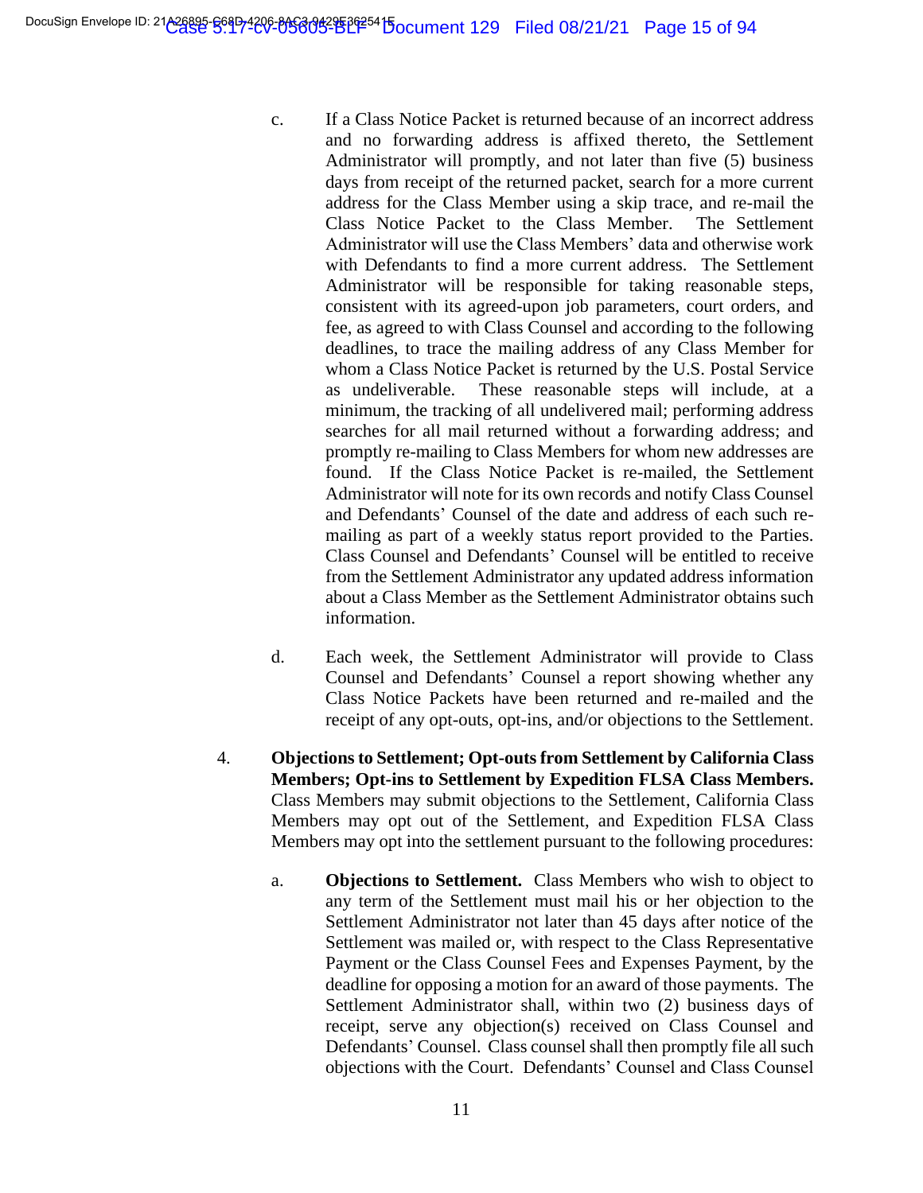c. If a Class Notice Packet is returned because of an incorrect address and no forwarding address is affixed thereto, the Settlement Administrator will promptly, and not later than five (5) business days from receipt of the returned packet, search for a more current address for the Class Member using a skip trace, and re-mail the Class Notice Packet to the Class Member. The Settlement Administrator will use the Class Members' data and otherwise work with Defendants to find a more current address. The Settlement Administrator will be responsible for taking reasonable steps, consistent with its agreed-upon job parameters, court orders, and fee, as agreed to with Class Counsel and according to the following deadlines, to trace the mailing address of any Class Member for whom a Class Notice Packet is returned by the U.S. Postal Service as undeliverable. These reasonable steps will include, at a minimum, the tracking of all undelivered mail; performing address searches for all mail returned without a forwarding address; and promptly re-mailing to Class Members for whom new addresses are found. If the Class Notice Packet is re-mailed, the Settlement Administrator will note for its own records and notify Class Counsel and Defendants' Counsel of the date and address of each such re-mailing as part of a weekly status report provided to the Parties. Class Counsel and Defendants' Counsel will be entitled to receive from the Settlement Administrator any updated address information about a Class Member as the Settlement Administrator obtains such information.

d. Each week, the Settlement Administrator will provide to Class Counsel and Defendants' Counsel a report showing whether any Class Notice Packets have been returned and re-mailed and the receipt of any opt-outs, opt-ins, and/or objections to the Settlement.

4. **Objections to Settlement; Opt-outs from Settlement by California Class Members; Opt-ins to Settlement by Expedition FLSA Class Members.** Class Members may submit objections to the Settlement, California Class Members may opt out of the Settlement, and Expedition FLSA Class Members may opt into the settlement pursuant to the following procedures:

a. **Objections to Settlement.** Class Members who wish to object to any term of the Settlement must mail his or her objection to the Settlement Administrator not later than 45 days after notice of the Settlement was mailed or, with respect to the Class Representative Payment or the Class Counsel Fees and Expenses Payment, by the deadline for opposing a motion for an award of those payments. The Settlement Administrator shall, within two (2) business days of receipt, serve any objection(s) received on Class Counsel and Defendants' Counsel. Class counsel shall then promptly file all such objections with the Court. Defendants' Counsel and Class Counsel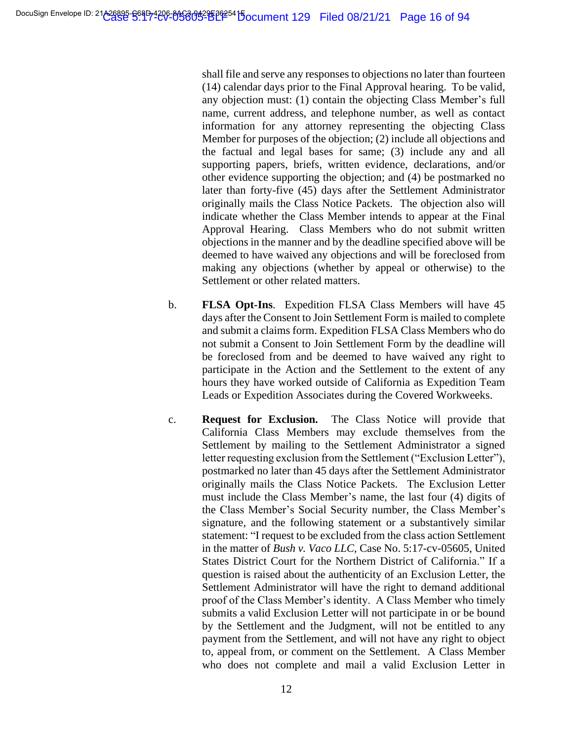shall file and serve any responses to objections no later than fourteen (14) calendar days prior to the Final Approval hearing. To be valid, any objection must: (1) contain the objecting Class Member's full name, current address, and telephone number, as well as contact information for any attorney representing the objecting Class Member for purposes of the objection; (2) include all objections and the factual and legal bases for same; (3) include any and all supporting papers, briefs, written evidence, declarations, and/or other evidence supporting the objection; and (4) be postmarked no later than forty-five (45) days after the Settlement Administrator originally mails the Class Notice Packets. The objection also will indicate whether the Class Member intends to appear at the Final Approval Hearing. Class Members who do not submit written objections in the manner and by the deadline specified above will be deemed to have waived any objections and will be foreclosed from making any objections (whether by appeal or otherwise) to the Settlement or other related matters.

b. **FLSA Opt-Ins**. Expedition FLSA Class Members will have 45 days after the Consent to Join Settlement Form is mailed to complete and submit a claims form. Expedition FLSA Class Members who do not submit a Consent to Join Settlement Form by the deadline will be foreclosed from and be deemed to have waived any right to participate in the Action and the Settlement to the extent of any hours they have worked outside of California as Expedition Team Leads or Expedition Associates during the Covered Workweeks.

c. **Request for Exclusion.** The Class Notice will provide that California Class Members may exclude themselves from the Settlement by mailing to the Settlement Administrator a signed letter requesting exclusion from the Settlement ("Exclusion Letter"), postmarked no later than 45 days after the Settlement Administrator originally mails the Class Notice Packets. The Exclusion Letter must include the Class Member's name, the last four (4) digits of the Class Member's Social Security number, the Class Member's signature, and the following statement or a substantively similar statement: "I request to be excluded from the class action Settlement in the matter of *Bush v. Vaco LLC*, Case No. 5:17-cv-05605, United States District Court for the Northern District of California." If a question is raised about the authenticity of an Exclusion Letter, the Settlement Administrator will have the right to demand additional proof of the Class Member's identity. A Class Member who timely submits a valid Exclusion Letter will not participate in or be bound by the Settlement and the Judgment, will not be entitled to any payment from the Settlement, and will not have any right to object to, appeal from, or comment on the Settlement. A Class Member who does not complete and mail a valid Exclusion Letter in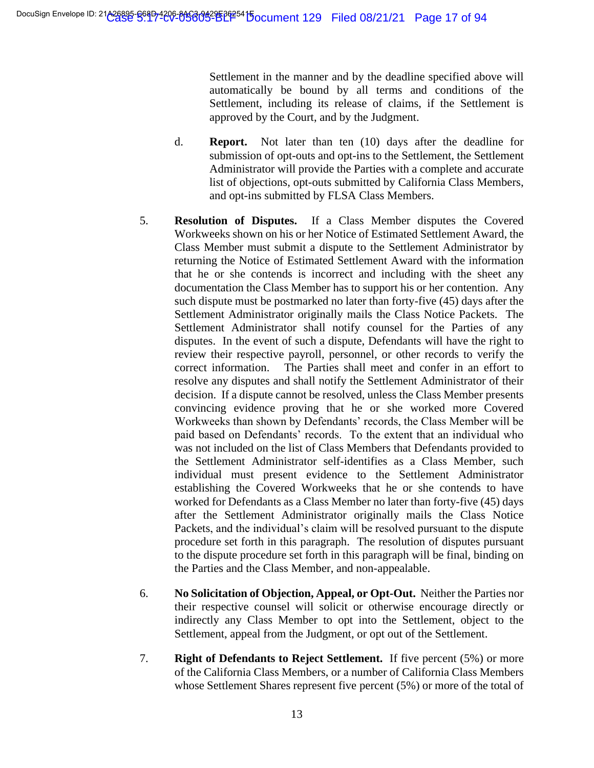Settlement in the manner and by the deadline specified above will automatically be bound by all terms and conditions of the Settlement, including its release of claims, if the Settlement is approved by the Court, and by the Judgment.

d. **Report.** Not later than ten (10) days after the deadline for submission of opt-outs and opt-ins to the Settlement, the Settlement Administrator will provide the Parties with a complete and accurate list of objections, opt-outs submitted by California Class Members, and opt-ins submitted by FLSA Class Members.

5. **Resolution of Disputes.** If a Class Member disputes the Covered Workweeks shown on his or her Notice of Estimated Settlement Award, the Class Member must submit a dispute to the Settlement Administrator by returning the Notice of Estimated Settlement Award with the information that he or she contends is incorrect and including with the sheet any documentation the Class Member has to support his or her contention. Any such dispute must be postmarked no later than forty-five (45) days after the Settlement Administrator originally mails the Class Notice Packets. The Settlement Administrator shall notify counsel for the Parties of any disputes. In the event of such a dispute, Defendants will have the right to review their respective payroll, personnel, or other records to verify the correct information. The Parties shall meet and confer in an effort to resolve any disputes and shall notify the Settlement Administrator of their decision. If a dispute cannot be resolved, unless the Class Member presents convincing evidence proving that he or she worked more Covered Workweeks than shown by Defendants' records, the Class Member will be paid based on Defendants' records. To the extent that an individual who was not included on the list of Class Members that Defendants provided to the Settlement Administrator self-identifies as a Class Member, such individual must present evidence to the Settlement Administrator establishing the Covered Workweeks that he or she contends to have worked for Defendants as a Class Member no later than forty-five (45) days after the Settlement Administrator originally mails the Class Notice Packets, and the individual's claim will be resolved pursuant to the dispute procedure set forth in this paragraph. The resolution of disputes pursuant to the dispute procedure set forth in this paragraph will be final, binding on the Parties and the Class Member, and non-appealable.

6. **No Solicitation of Objection, Appeal, or Opt-Out.** Neither the Parties nor their respective counsel will solicit or otherwise encourage directly or indirectly any Class Member to opt into the Settlement, object to the Settlement, appeal from the Judgment, or opt out of the Settlement.

7. **Right of Defendants to Reject Settlement.** If five percent (5%) or more of the California Class Members, or a number of California Class Members whose Settlement Shares represent five percent (5%) or more of the total of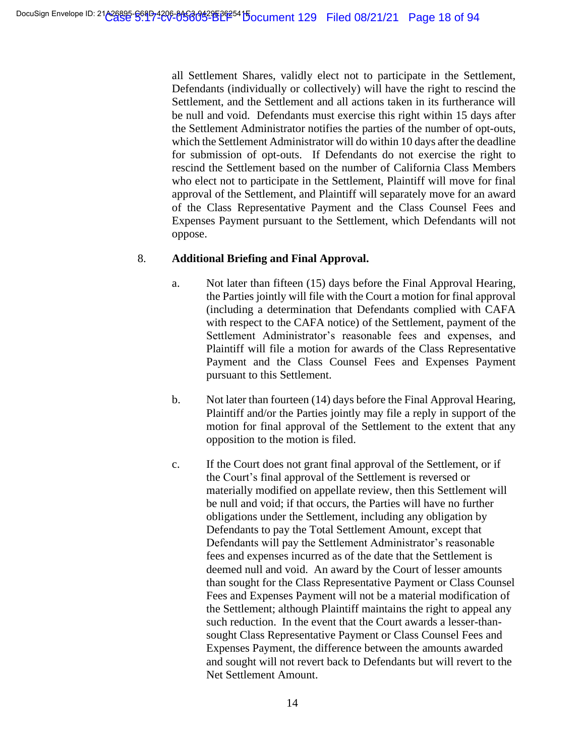all Settlement Shares, validly elect not to participate in the Settlement, Defendants (individually or collectively) will have the right to rescind the Settlement, and the Settlement and all actions taken in its furtherance will be null and void. Defendants must exercise this right within 15 days after the Settlement Administrator notifies the parties of the number of opt-outs, which the Settlement Administrator will do within 10 days after the deadline for submission of opt-outs. If Defendants do not exercise the right to rescind the Settlement based on the number of California Class Members who elect not to participate in the Settlement, Plaintiff will move for final approval of the Settlement, and Plaintiff will separately move for an award of the Class Representative Payment and the Class Counsel Fees and Expenses Payment pursuant to the Settlement, which Defendants will not oppose.

8. **Additional Briefing and Final Approval.**

a. Not later than fifteen (15) days before the Final Approval Hearing, the Parties jointly will file with the Court a motion for final approval (including a determination that Defendants complied with CAFA with respect to the CAFA notice) of the Settlement, payment of the Settlement Administrator's reasonable fees and expenses, and Plaintiff will file a motion for awards of the Class Representative Payment and the Class Counsel Fees and Expenses Payment pursuant to this Settlement.

b. Not later than fourteen (14) days before the Final Approval Hearing, Plaintiff and/or the Parties jointly may file a reply in support of the motion for final approval of the Settlement to the extent that any opposition to the motion is filed.

c. If the Court does not grant final approval of the Settlement, or if the Court's final approval of the Settlement is reversed or materially modified on appellate review, then this Settlement will be null and void; if that occurs, the Parties will have no further obligations under the Settlement, including any obligation by Defendants to pay the Total Settlement Amount, except that Defendants will pay the Settlement Administrator's reasonable fees and expenses incurred as of the date that the Settlement is deemed null and void. An award by the Court of lesser amounts than sought for the Class Representative Payment or Class Counsel Fees and Expenses Payment will not be a material modification of the Settlement; although Plaintiff maintains the right to appeal any such reduction. In the event that the Court awards a lesser-than-sought Class Representative Payment or Class Counsel Fees and Expenses Payment, the difference between the amounts awarded and sought will not revert back to Defendants but will revert to the Net Settlement Amount.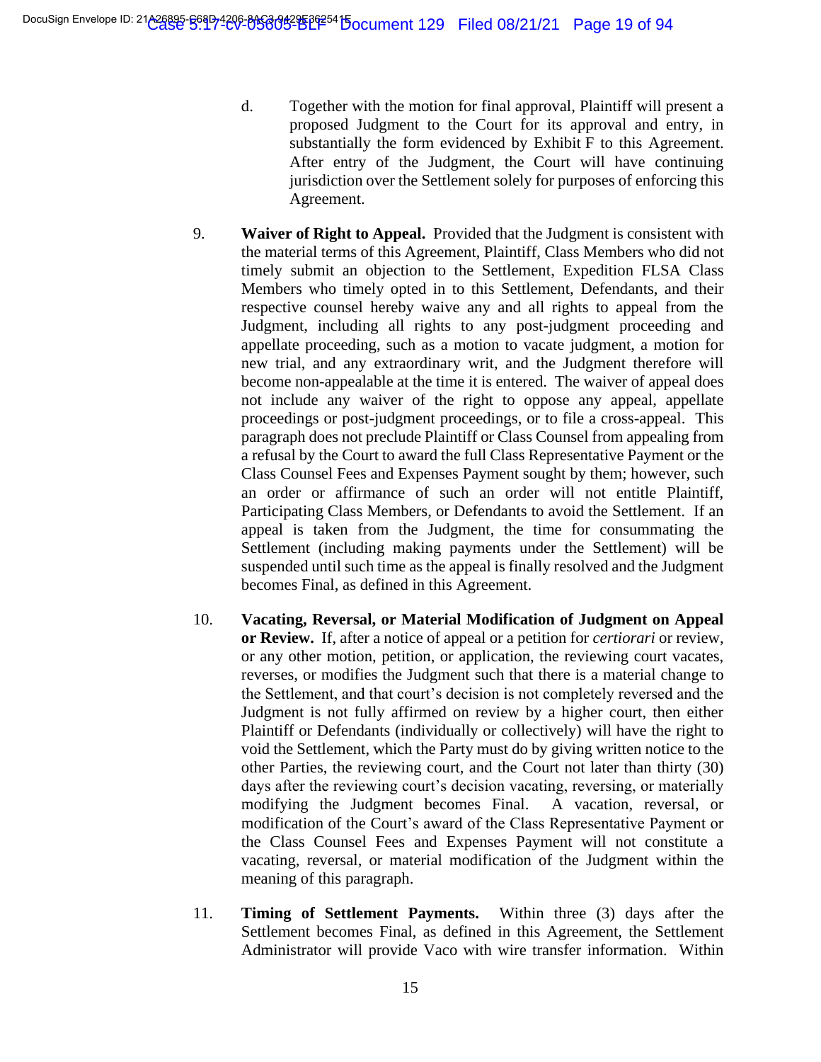d. Together with the motion for final approval, Plaintiff will present a proposed Judgment to the Court for its approval and entry, in substantially the form evidenced by Exhibit F to this Agreement. After entry of the Judgment, the Court will have continuing jurisdiction over the Settlement solely for purposes of enforcing this Agreement.

9. **Waiver of Right to Appeal.** Provided that the Judgment is consistent with the material terms of this Agreement, Plaintiff, Class Members who did not timely submit an objection to the Settlement, Expedition FLSA Class Members who timely opted in to this Settlement, Defendants, and their respective counsel hereby waive any and all rights to appeal from the Judgment, including all rights to any post-judgment proceeding and appellate proceeding, such as a motion to vacate judgment, a motion for new trial, and any extraordinary writ, and the Judgment therefore will become non-appealable at the time it is entered. The waiver of appeal does not include any waiver of the right to oppose any appeal, appellate proceedings or post-judgment proceedings, or to file a cross-appeal. This paragraph does not preclude Plaintiff or Class Counsel from appealing from a refusal by the Court to award the full Class Representative Payment or the Class Counsel Fees and Expenses Payment sought by them; however, such an order or affirmance of such an order will not entitle Plaintiff, Participating Class Members, or Defendants to avoid the Settlement. If an appeal is taken from the Judgment, the time for consummating the Settlement (including making payments under the Settlement) will be suspended until such time as the appeal is finally resolved and the Judgment becomes Final, as defined in this Agreement.

10. **Vacating, Reversal, or Material Modification of Judgment on Appeal or Review.** If, after a notice of appeal or a petition for *certiorari* or review, or any other motion, petition, or application, the reviewing court vacates, reverses, or modifies the Judgment such that there is a material change to the Settlement, and that court's decision is not completely reversed and the Judgment is not fully affirmed on review by a higher court, then either Plaintiff or Defendants (individually or collectively) will have the right to void the Settlement, which the Party must do by giving written notice to the other Parties, the reviewing court, and the Court not later than thirty (30) days after the reviewing court's decision vacating, reversing, or materially modifying the Judgment becomes Final. A vacation, reversal, or modification of the Court's award of the Class Representative Payment or the Class Counsel Fees and Expenses Payment will not constitute a vacating, reversal, or material modification of the Judgment within the meaning of this paragraph.

11. **Timing of Settlement Payments.** Within three (3) days after the Settlement becomes Final, as defined in this Agreement, the Settlement Administrator will provide Vaco with wire transfer information. Within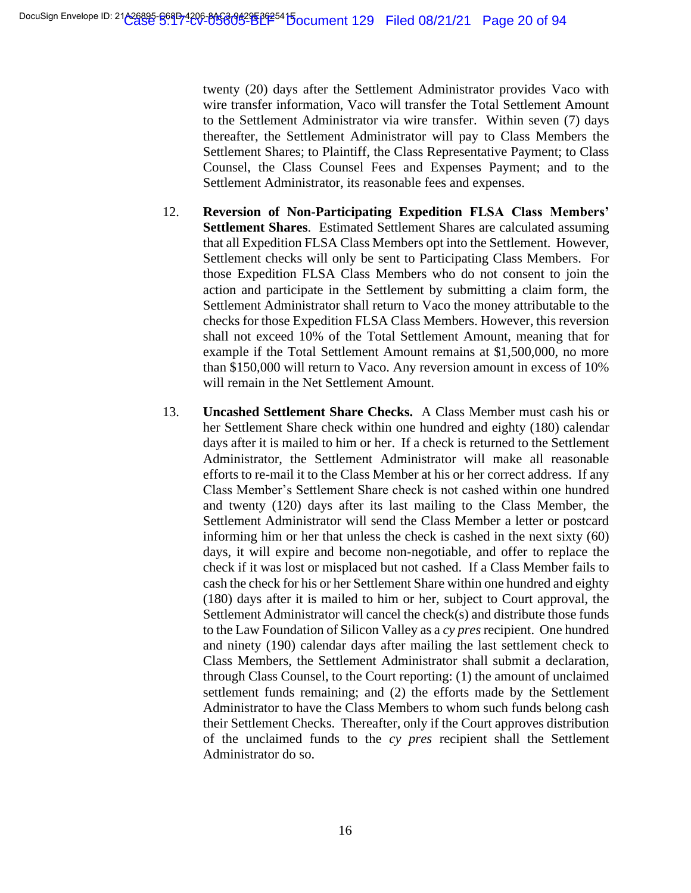twenty (20) days after the Settlement Administrator provides Vaco with wire transfer information, Vaco will transfer the Total Settlement Amount to the Settlement Administrator via wire transfer. Within seven (7) days thereafter, the Settlement Administrator will pay to Class Members the Settlement Shares; to Plaintiff, the Class Representative Payment; to Class Counsel, the Class Counsel Fees and Expenses Payment; and to the Settlement Administrator, its reasonable fees and expenses.

12. **Reversion of Non-Participating Expedition FLSA Class Members' Settlement Shares**. Estimated Settlement Shares are calculated assuming that all Expedition FLSA Class Members opt into the Settlement. However, Settlement checks will only be sent to Participating Class Members. For those Expedition FLSA Class Members who do not consent to join the action and participate in the Settlement by submitting a claim form, the Settlement Administrator shall return to Vaco the money attributable to the checks for those Expedition FLSA Class Members. However, this reversion shall not exceed 10% of the Total Settlement Amount, meaning that for example if the Total Settlement Amount remains at $1,500,000, no more than $150,000 will return to Vaco. Any reversion amount in excess of 10% will remain in the Net Settlement Amount.

13. **Uncashed Settlement Share Checks.** A Class Member must cash his or her Settlement Share check within one hundred and eighty (180) calendar days after it is mailed to him or her. If a check is returned to the Settlement Administrator, the Settlement Administrator will make all reasonable efforts to re-mail it to the Class Member at his or her correct address. If any Class Member's Settlement Share check is not cashed within one hundred and twenty (120) days after its last mailing to the Class Member, the Settlement Administrator will send the Class Member a letter or postcard informing him or her that unless the check is cashed in the next sixty (60) days, it will expire and become non-negotiable, and offer to replace the check if it was lost or misplaced but not cashed. If a Class Member fails to cash the check for his or her Settlement Share within one hundred and eighty (180) days after it is mailed to him or her, subject to Court approval, the Settlement Administrator will cancel the check(s) and distribute those funds to the Law Foundation of Silicon Valley as a *cy pres* recipient. One hundred and ninety (190) calendar days after mailing the last settlement check to Class Members, the Settlement Administrator shall submit a declaration, through Class Counsel, to the Court reporting: (1) the amount of unclaimed settlement funds remaining; and (2) the efforts made by the Settlement Administrator to have the Class Members to whom such funds belong cash their Settlement Checks. Thereafter, only if the Court approves distribution of the unclaimed funds to the *cy pres* recipient shall the Settlement Administrator do so.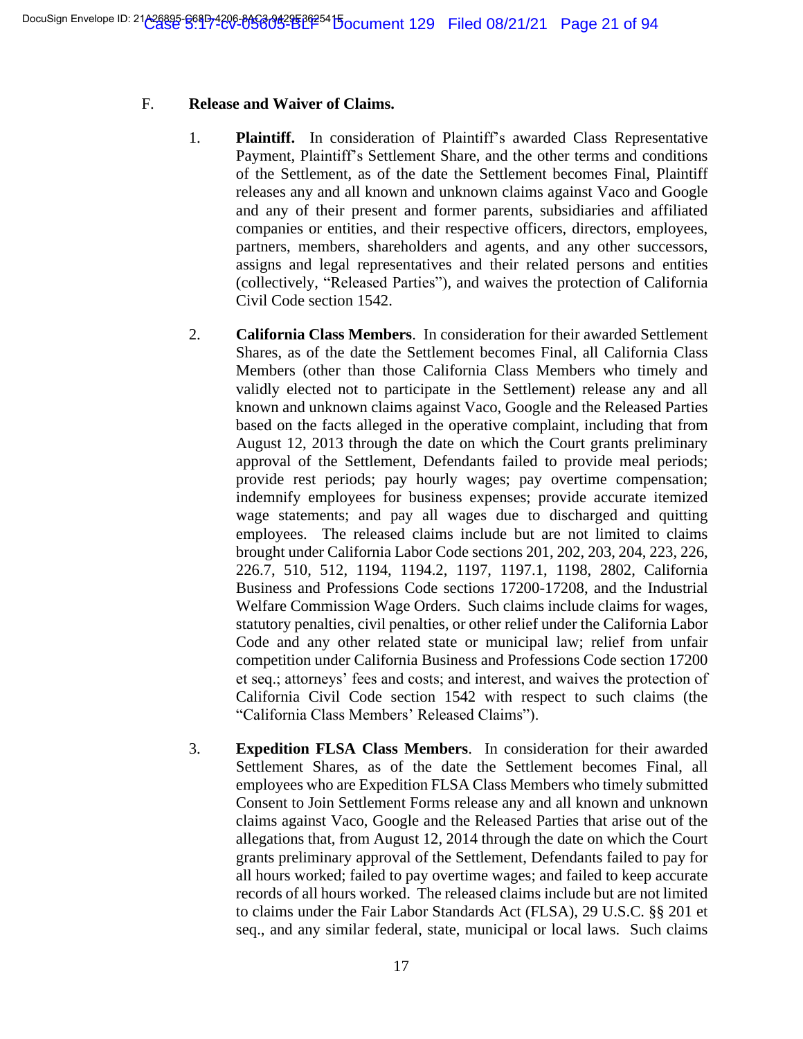F. **Release and Waiver of Claims.**

1. **Plaintiff.** In consideration of Plaintiff's awarded Class Representative Payment, Plaintiff's Settlement Share, and the other terms and conditions of the Settlement, as of the date the Settlement becomes Final, Plaintiff releases any and all known and unknown claims against Vaco and Google and any of their present and former parents, subsidiaries and affiliated companies or entities, and their respective officers, directors, employees, partners, members, shareholders and agents, and any other successors, assigns and legal representatives and their related persons and entities (collectively, "Released Parties"), and waives the protection of California Civil Code section 1542.

2. **California Class Members**. In consideration for their awarded Settlement Shares, as of the date the Settlement becomes Final, all California Class Members (other than those California Class Members who timely and validly elected not to participate in the Settlement) release any and all known and unknown claims against Vaco, Google and the Released Parties based on the facts alleged in the operative complaint, including that from August 12, 2013 through the date on which the Court grants preliminary approval of the Settlement, Defendants failed to provide meal periods; provide rest periods; pay hourly wages; pay overtime compensation; indemnify employees for business expenses; provide accurate itemized wage statements; and pay all wages due to discharged and quitting employees. The released claims include but are not limited to claims brought under California Labor Code sections 201, 202, 203, 204, 223, 226, 226.7, 510, 512, 1194, 1194.2, 1197, 1197.1, 1198, 2802, California Business and Professions Code sections 17200-17208, and the Industrial Welfare Commission Wage Orders. Such claims include claims for wages, statutory penalties, civil penalties, or other relief under the California Labor Code and any other related state or municipal law; relief from unfair competition under California Business and Professions Code section 17200 et seq.; attorneys' fees and costs; and interest, and waives the protection of California Civil Code section 1542 with respect to such claims (the "California Class Members' Released Claims").

3. **Expedition FLSA Class Members**. In consideration for their awarded Settlement Shares, as of the date the Settlement becomes Final, all employees who are Expedition FLSA Class Members who timely submitted Consent to Join Settlement Forms release any and all known and unknown claims against Vaco, Google and the Released Parties that arise out of the allegations that, from August 12, 2014 through the date on which the Court grants preliminary approval of the Settlement, Defendants failed to pay for all hours worked; failed to pay overtime wages; and failed to keep accurate records of all hours worked. The released claims include but are not limited to claims under the Fair Labor Standards Act (FLSA), 29 U.S.C. §§ 201 et seq., and any similar federal, state, municipal or local laws. Such claims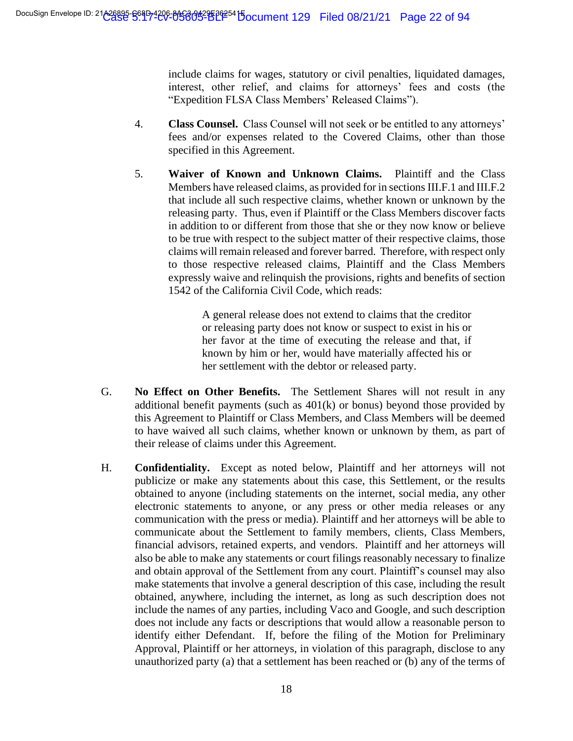include claims for wages, statutory or civil penalties, liquidated damages, interest, other relief, and claims for attorneys' fees and costs (the "Expedition FLSA Class Members' Released Claims").

4. **Class Counsel.** Class Counsel will not seek or be entitled to any attorneys' fees and/or expenses related to the Covered Claims, other than those specified in this Agreement.

5. **Waiver of Known and Unknown Claims.** Plaintiff and the Class Members have released claims, as provided for in sections III.F.1 and III.F.2 that include all such respective claims, whether known or unknown by the releasing party. Thus, even if Plaintiff or the Class Members discover facts in addition to or different from those that she or they now know or believe to be true with respect to the subject matter of their respective claims, those claims will remain released and forever barred. Therefore, with respect only to those respective released claims, Plaintiff and the Class Members expressly waive and relinquish the provisions, rights and benefits of section 1542 of the California Civil Code, which reads:

> A general release does not extend to claims that the creditor or releasing party does not know or suspect to exist in his or her favor at the time of executing the release and that, if known by him or her, would have materially affected his or her settlement with the debtor or released party.

G. **No Effect on Other Benefits.** The Settlement Shares will not result in any additional benefit payments (such as 401(k) or bonus) beyond those provided by this Agreement to Plaintiff or Class Members, and Class Members will be deemed to have waived all such claims, whether known or unknown by them, as part of their release of claims under this Agreement.

H. **Confidentiality.** Except as noted below, Plaintiff and her attorneys will not publicize or make any statements about this case, this Settlement, or the results obtained to anyone (including statements on the internet, social media, any other electronic statements to anyone, or any press or other media releases or any communication with the press or media). Plaintiff and her attorneys will be able to communicate about the Settlement to family members, clients, Class Members, financial advisors, retained experts, and vendors. Plaintiff and her attorneys will also be able to make any statements or court filings reasonably necessary to finalize and obtain approval of the Settlement from any court. Plaintiff's counsel may also make statements that involve a general description of this case, including the result obtained, anywhere, including the internet, as long as such description does not include the names of any parties, including Vaco and Google, and such description does not include any facts or descriptions that would allow a reasonable person to identify either Defendant. If, before the filing of the Motion for Preliminary Approval, Plaintiff or her attorneys, in violation of this paragraph, disclose to any unauthorized party (a) that a settlement has been reached or (b) any of the terms of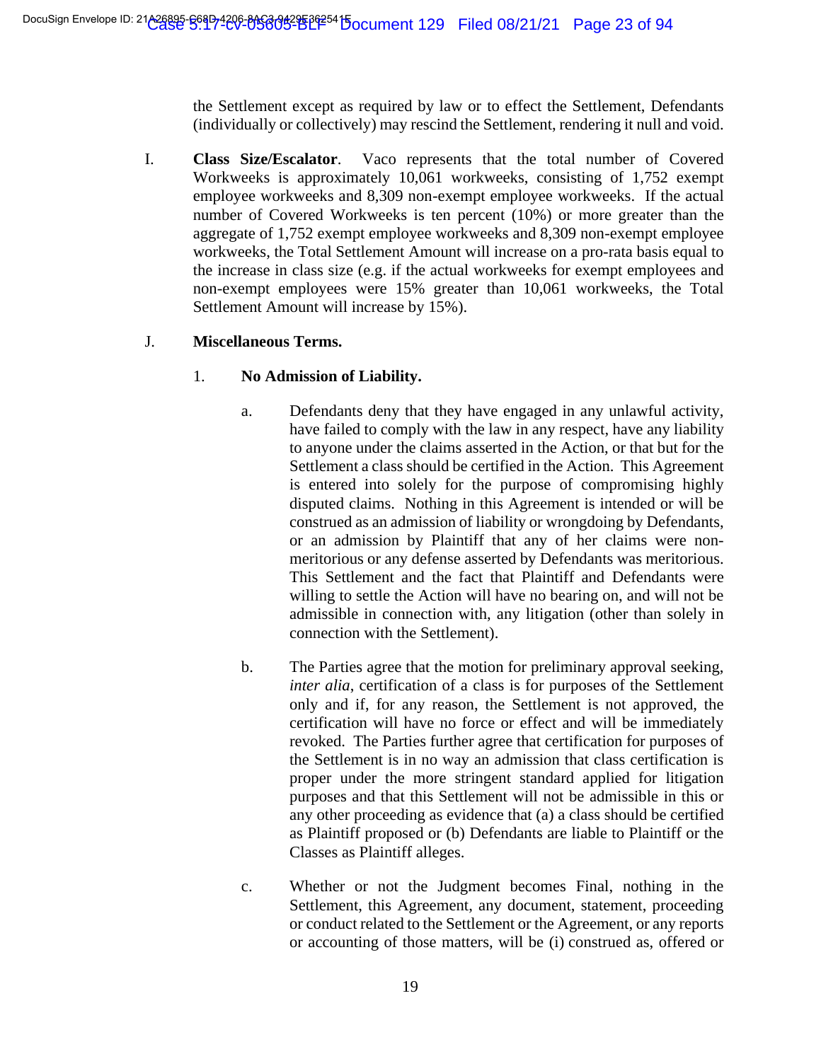the Settlement except as required by law or to effect the Settlement, Defendants (individually or collectively) may rescind the Settlement, rendering it null and void.

I. **Class Size/Escalator**. Vaco represents that the total number of Covered Workweeks is approximately 10,061 workweeks, consisting of 1,752 exempt employee workweeks and 8,309 non-exempt employee workweeks. If the actual number of Covered Workweeks is ten percent (10%) or more greater than the aggregate of 1,752 exempt employee workweeks and 8,309 non-exempt employee workweeks, the Total Settlement Amount will increase on a pro-rata basis equal to the increase in class size (e.g. if the actual workweeks for exempt employees and non-exempt employees were 15% greater than 10,061 workweeks, the Total Settlement Amount will increase by 15%).

J. **Miscellaneous Terms.**

1. **No Admission of Liability.**

   a. Defendants deny that they have engaged in any unlawful activity, have failed to comply with the law in any respect, have any liability to anyone under the claims asserted in the Action, or that but for the Settlement a class should be certified in the Action. This Agreement is entered into solely for the purpose of compromising highly disputed claims. Nothing in this Agreement is intended or will be construed as an admission of liability or wrongdoing by Defendants, or an admission by Plaintiff that any of her claims were non-meritorious or any defense asserted by Defendants was meritorious. This Settlement and the fact that Plaintiff and Defendants were willing to settle the Action will have no bearing on, and will not be admissible in connection with, any litigation (other than solely in connection with the Settlement).

   b. The Parties agree that the motion for preliminary approval seeking, *inter alia*, certification of a class is for purposes of the Settlement only and if, for any reason, the Settlement is not approved, the certification will have no force or effect and will be immediately revoked. The Parties further agree that certification for purposes of the Settlement is in no way an admission that class certification is proper under the more stringent standard applied for litigation purposes and that this Settlement will not be admissible in this or any other proceeding as evidence that (a) a class should be certified as Plaintiff proposed or (b) Defendants are liable to Plaintiff or the Classes as Plaintiff alleges.

   c. Whether or not the Judgment becomes Final, nothing in the Settlement, this Agreement, any document, statement, proceeding or conduct related to the Settlement or the Agreement, or any reports or accounting of those matters, will be (i) construed as, offered or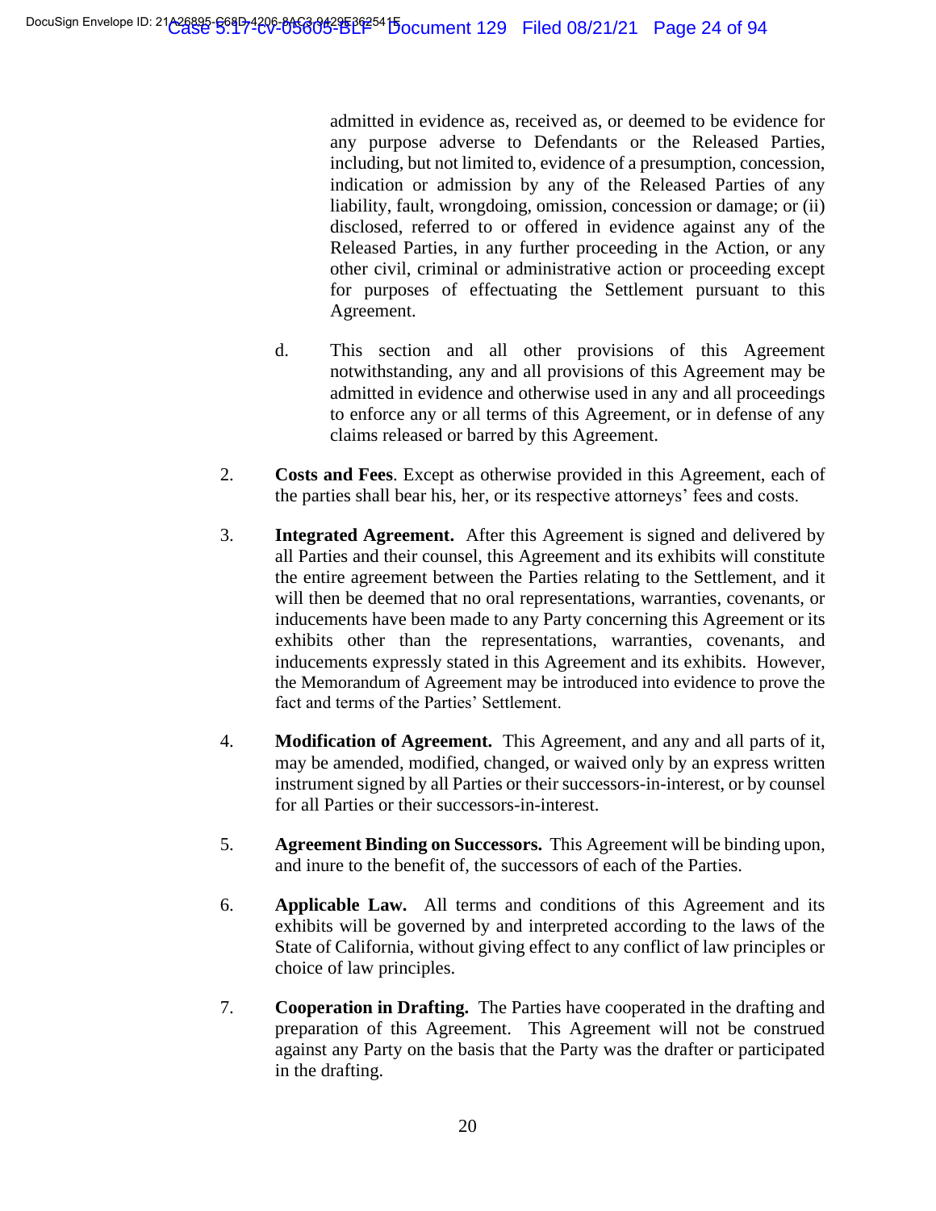admitted in evidence as, received as, or deemed to be evidence for any purpose adverse to Defendants or the Released Parties, including, but not limited to, evidence of a presumption, concession, indication or admission by any of the Released Parties of any liability, fault, wrongdoing, omission, concession or damage; or (ii) disclosed, referred to or offered in evidence against any of the Released Parties, in any further proceeding in the Action, or any other civil, criminal or administrative action or proceeding except for purposes of effectuating the Settlement pursuant to this Agreement.

d. This section and all other provisions of this Agreement notwithstanding, any and all provisions of this Agreement may be admitted in evidence and otherwise used in any and all proceedings to enforce any or all terms of this Agreement, or in defense of any claims released or barred by this Agreement.

2. **Costs and Fees**. Except as otherwise provided in this Agreement, each of the parties shall bear his, her, or its respective attorneys' fees and costs.

3. **Integrated Agreement.** After this Agreement is signed and delivered by all Parties and their counsel, this Agreement and its exhibits will constitute the entire agreement between the Parties relating to the Settlement, and it will then be deemed that no oral representations, warranties, covenants, or inducements have been made to any Party concerning this Agreement or its exhibits other than the representations, warranties, covenants, and inducements expressly stated in this Agreement and its exhibits. However, the Memorandum of Agreement may be introduced into evidence to prove the fact and terms of the Parties' Settlement.

4. **Modification of Agreement.** This Agreement, and any and all parts of it, may be amended, modified, changed, or waived only by an express written instrument signed by all Parties or their successors-in-interest, or by counsel for all Parties or their successors-in-interest.

5. **Agreement Binding on Successors.** This Agreement will be binding upon, and inure to the benefit of, the successors of each of the Parties.

6. **Applicable Law.** All terms and conditions of this Agreement and its exhibits will be governed by and interpreted according to the laws of the State of California, without giving effect to any conflict of law principles or choice of law principles.

7. **Cooperation in Drafting.** The Parties have cooperated in the drafting and preparation of this Agreement. This Agreement will not be construed against any Party on the basis that the Party was the drafter or participated in the drafting.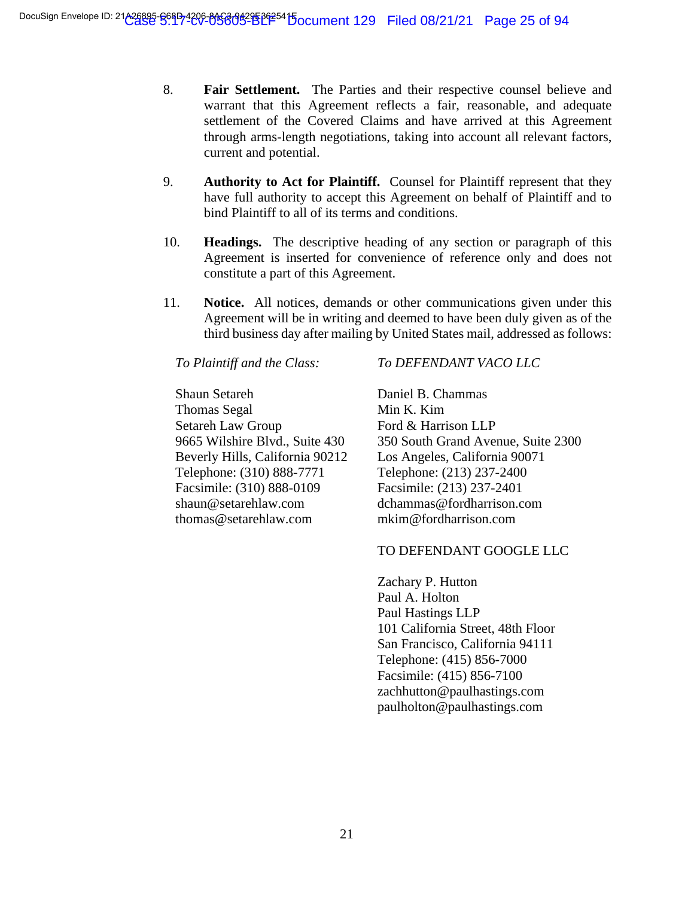8. **Fair Settlement.** The Parties and their respective counsel believe and warrant that this Agreement reflects a fair, reasonable, and adequate settlement of the Covered Claims and have arrived at this Agreement through arms-length negotiations, taking into account all relevant factors, current and potential.

9. **Authority to Act for Plaintiff.** Counsel for Plaintiff represent that they have full authority to accept this Agreement on behalf of Plaintiff and to bind Plaintiff to all of its terms and conditions.

10. **Headings.** The descriptive heading of any section or paragraph of this Agreement is inserted for convenience of reference only and does not constitute a part of this Agreement.

11. **Notice.** All notices, demands or other communications given under this Agreement will be in writing and deemed to have been duly given as of the third business day after mailing by United States mail, addressed as follows:

*To Plaintiff and the Class:*

Shaun Setareh
Thomas Segal
Setareh Law Group
9665 Wilshire Blvd., Suite 430
Beverly Hills, California 90212
Telephone: (310) 888-7771
Facsimile: (310) 888-0109
shaun@setarehlaw.com
thomas@setarehlaw.com

*To DEFENDANT VACO LLC*

Daniel B. Chammas
Min K. Kim
Ford & Harrison LLP
350 South Grand Avenue, Suite 2300
Los Angeles, California 90071
Telephone: (213) 237-2400
Facsimile: (213) 237-2401
dchammas@fordharrison.com
mkim@fordharrison.com

TO DEFENDANT GOOGLE LLC

Zachary P. Hutton
Paul A. Holton
Paul Hastings LLP
101 California Street, 48th Floor
San Francisco, California 94111
Telephone: (415) 856-7000
Facsimile: (415) 856-7100
zachhutton@paulhastings.com
paulholton@paulhastings.com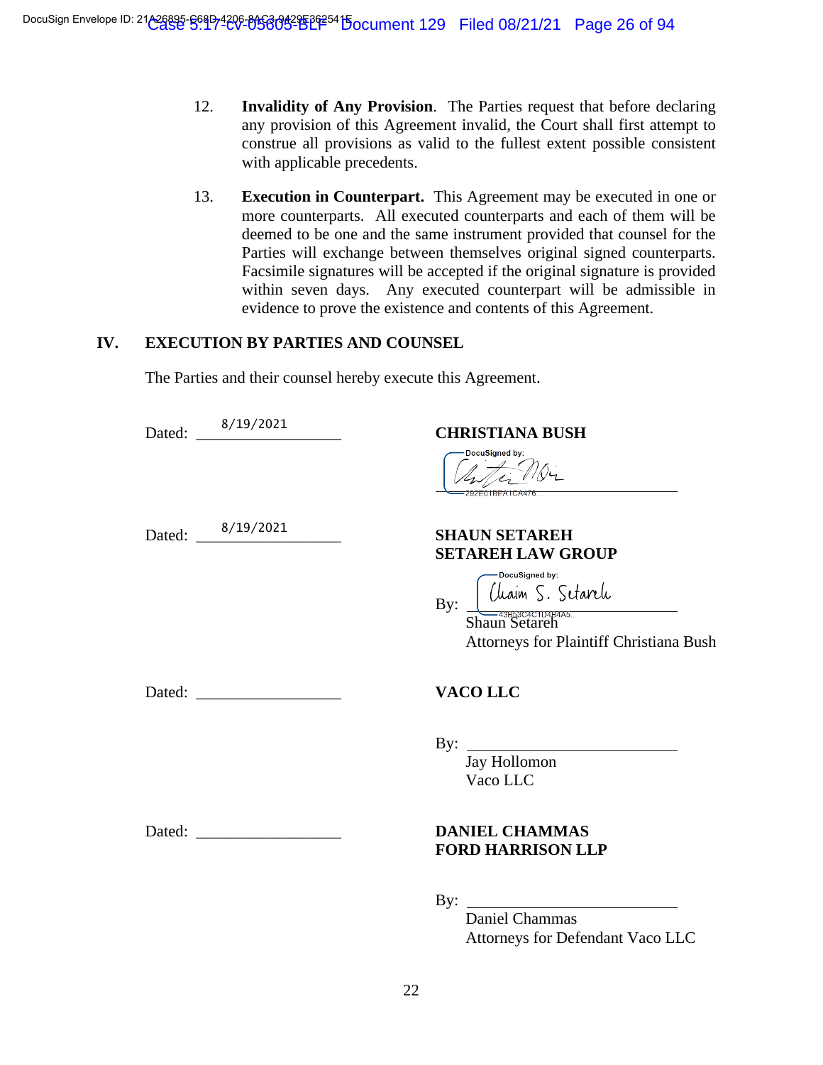12. **Invalidity of Any Provision**. The Parties request that before declaring any provision of this Agreement invalid, the Court shall first attempt to construe all provisions as valid to the fullest extent possible consistent with applicable precedents.

13. **Execution in Counterpart.** This Agreement may be executed in one or more counterparts. All executed counterparts and each of them will be deemed to be one and the same instrument provided that counsel for the Parties will exchange between themselves original signed counterparts. Facsimile signatures will be accepted if the original signature is provided within seven days. Any executed counterpart will be admissible in evidence to prove the existence and contents of this Agreement.

## IV. EXECUTION BY PARTIES AND COUNSEL

The Parties and their counsel hereby execute this Agreement.

Dated: 8/19/2021

**CHRISTIANA BUSH**

DocuSigned by:
[signature]
292E01BEA1CA476...

Dated: 8/19/2021

**SHAUN SETAREH**
**SETAREH LAW GROUP**

By: DocuSigned by: [signature: Chaim S. Setareh]
43B53C4C1D4B4A5...
Shaun Setareh
Attorneys for Plaintiff Christiana Bush

Dated: ___________________

**VACO LLC**

By: ___________________
Jay Hollomon
Vaco LLC

Dated: ___________________

**DANIEL CHAMMAS**
**FORD HARRISON LLP**

By: ___________________
Daniel Chammas
Attorneys for Defendant Vaco LLC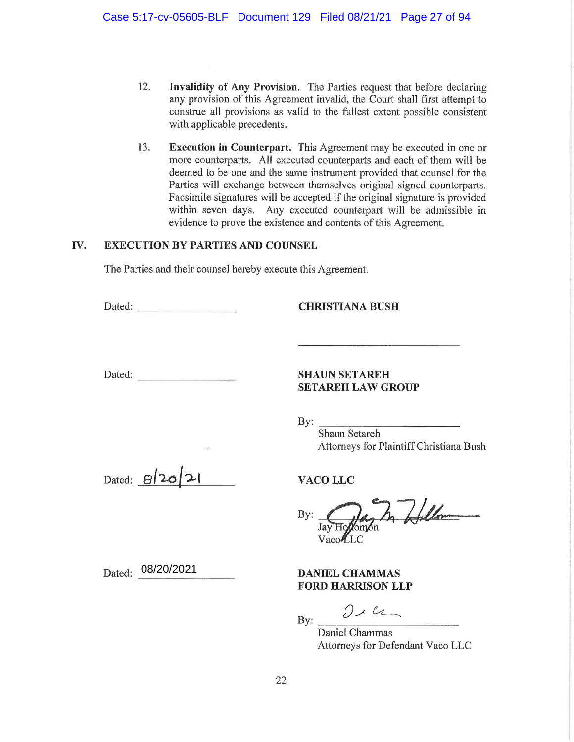12. **Invalidity of Any Provision.** The Parties request that before declaring any provision of this Agreement invalid, the Court shall first attempt to construe all provisions as valid to the fullest extent possible consistent with applicable precedents.

13. **Execution in Counterpart.** This Agreement may be executed in one or more counterparts. All executed counterparts and each of them will be deemed to be one and the same instrument provided that counsel for the Parties will exchange between themselves original signed counterparts. Facsimile signatures will be accepted if the original signature is provided within seven days. Any executed counterpart will be admissible in evidence to prove the existence and contents of this Agreement.

## IV. EXECUTION BY PARTIES AND COUNSEL

The Parties and their counsel hereby execute this Agreement.

Dated: ________________

**CHRISTIANA BUSH**

______________________________

Dated: ________________

**SHAUN SETAREH**
**SETAREH LAW GROUP**

By: ______________________________
Shaun Setareh
Attorneys for Plaintiff Christiana Bush

Dated: 8/20/21

**VACO LLC**

By: [signature]
Jay Hollomon
Vaco LLC

Dated: 08/20/2021

**DANIEL CHAMMAS**
**FORD HARRISON LLP**

By: [signature]
Daniel Chammas
Attorneys for Defendant Vaco LLC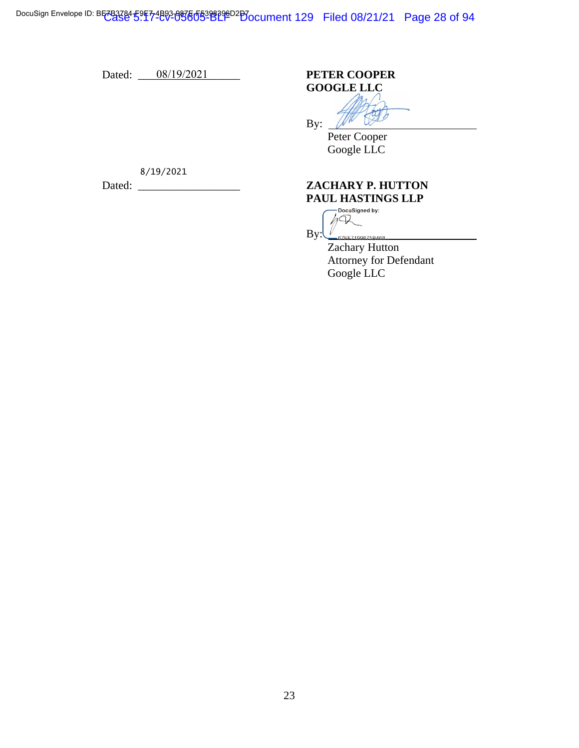Dated: 08/19/2021

**PETER COOPER**
**GOOGLE LLC**

By: ______________________
Peter Cooper
Google LLC

Dated: 8/19/2021

**ZACHARY P. HUTTON**
**PAUL HASTINGS LLP**

DocuSigned by:

By: ______________________
67EE7190875B468...
Zachary Hutton
Attorney for Defendant
Google LLC